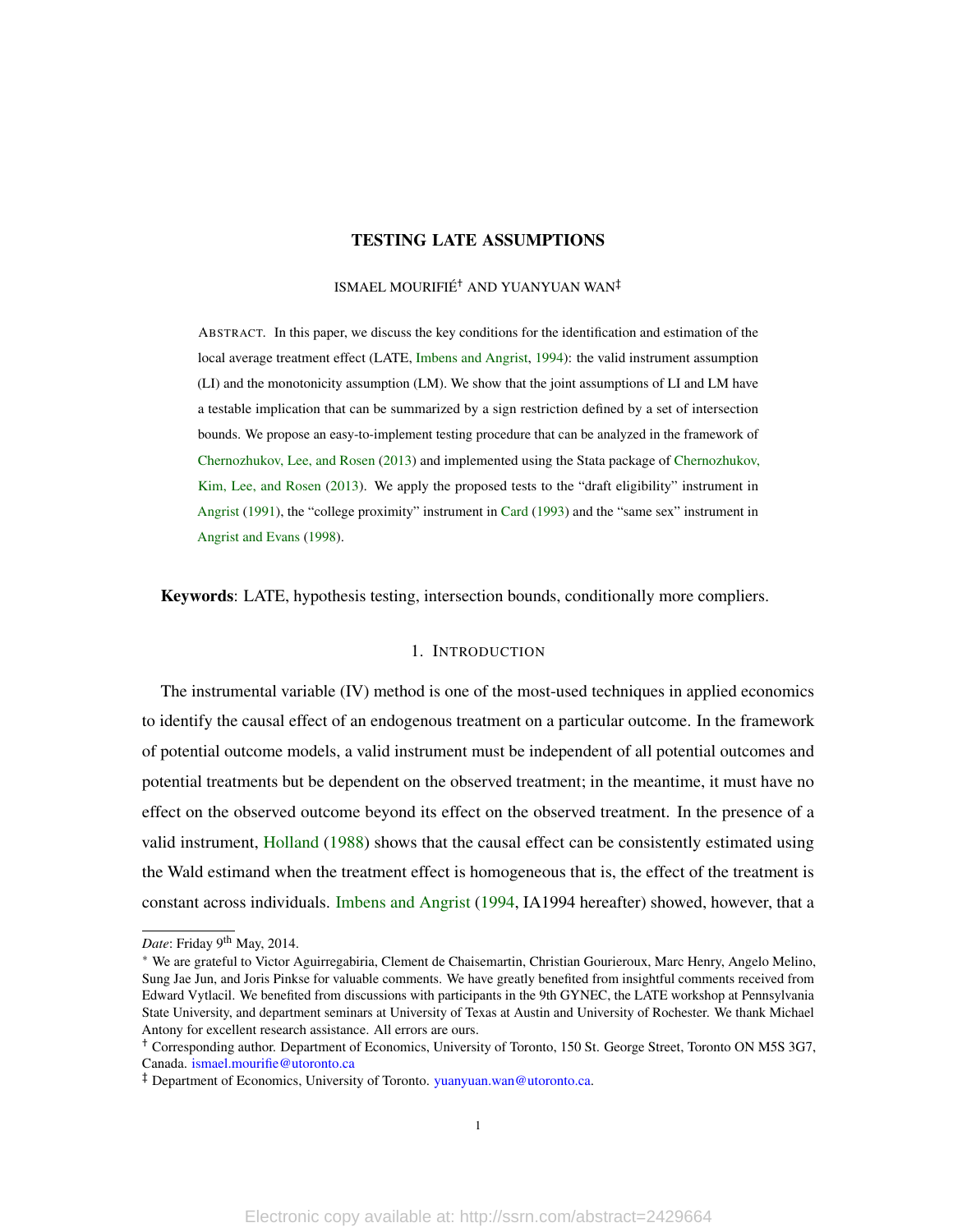# TESTING LATE ASSUMPTIONS

ISMAEL MOURIFIÉ[†] AND YUANYUAN WAN[‡]

ABSTRACT. In this paper, we discuss the key conditions for the identification and estimation of the local average treatment effect (LATE, Imbens and Angrist, 1994): the valid instrument assumption (LI) and the monotonicity assumption (LM). We show that the joint assumptions of LI and LM have a testable implication that can be summarized by a sign restriction defined by a set of intersection bounds. We propose an easy-to-implement testing procedure that can be analyzed in the framework of Chernozhukov, Lee, and Rosen (2013) and implemented using the Stata package of Chernozhukov, Kim, Lee, and Rosen (2013). We apply the proposed tests to the "draft eligibility" instrument in Angrist (1991), the "college proximity" instrument in Card (1993) and the "same sex" instrument in Angrist and Evans (1998).

**Keywords**: LATE, hypothesis testing, intersection bounds, conditionally more compliers.

## 1. INTRODUCTION

The instrumental variable (IV) method is one of the most-used techniques in applied economics to identify the causal effect of an endogenous treatment on a particular outcome. In the framework of potential outcome models, a valid instrument must be independent of all potential outcomes and potential treatments but be dependent on the observed treatment; in the meantime, it must have no effect on the observed outcome beyond its effect on the observed treatment. In the presence of a valid instrument, Holland (1988) shows that the causal effect can be consistently estimated using the Wald estimand when the treatment effect is homogeneous that is, the effect of the treatment is constant across individuals. Imbens and Angrist (1994, IA1994 hereafter) showed, however, that a

---

*Date*: Friday 9[th] May, 2014.

[*] We are grateful to Victor Aguirregabiria, Clement de Chaisemartin, Christian Gourieroux, Marc Henry, Angelo Melino, Sung Jae Jun, and Joris Pinkse for valuable comments. We have greatly benefited from insightful comments received from Edward Vytlacil. We benefited from discussions with participants in the 9th GYNEC, the LATE workshop at Pennsylvania State University, and department seminars at University of Texas at Austin and University of Rochester. We thank Michael Antony for excellent research assistance. All errors are ours.

[†] Corresponding author. Department of Economics, University of Toronto, 150 St. George Street, Toronto ON M5S 3G7, Canada. ismael.mourifie@utoronto.ca

[‡] Department of Economics, University of Toronto. yuanyuan.wan@utoronto.ca.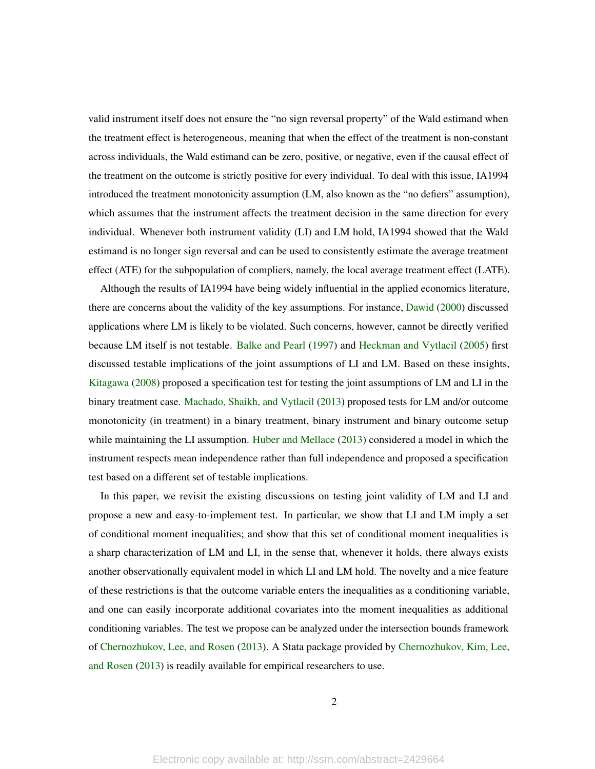valid instrument itself does not ensure the "no sign reversal property" of the Wald estimand when the treatment effect is heterogeneous, meaning that when the effect of the treatment is non-constant across individuals, the Wald estimand can be zero, positive, or negative, even if the causal effect of the treatment on the outcome is strictly positive for every individual. To deal with this issue, IA1994 introduced the treatment monotonicity assumption (LM, also known as the "no defiers" assumption), which assumes that the instrument affects the treatment decision in the same direction for every individual. Whenever both instrument validity (LI) and LM hold, IA1994 showed that the Wald estimand is no longer sign reversal and can be used to consistently estimate the average treatment effect (ATE) for the subpopulation of compliers, namely, the local average treatment effect (LATE).

Although the results of IA1994 have being widely influential in the applied economics literature, there are concerns about the validity of the key assumptions. For instance, Dawid (2000) discussed applications where LM is likely to be violated. Such concerns, however, cannot be directly verified because LM itself is not testable. Balke and Pearl (1997) and Heckman and Vytlacil (2005) first discussed testable implications of the joint assumptions of LI and LM. Based on these insights, Kitagawa (2008) proposed a specification test for testing the joint assumptions of LM and LI in the binary treatment case. Machado, Shaikh, and Vytlacil (2013) proposed tests for LM and/or outcome monotonicity (in treatment) in a binary treatment, binary instrument and binary outcome setup while maintaining the LI assumption. Huber and Mellace (2013) considered a model in which the instrument respects mean independence rather than full independence and proposed a specification test based on a different set of testable implications.

In this paper, we revisit the existing discussions on testing joint validity of LM and LI and propose a new and easy-to-implement test. In particular, we show that LI and LM imply a set of conditional moment inequalities; and show that this set of conditional moment inequalities is a sharp characterization of LM and LI, in the sense that, whenever it holds, there always exists another observationally equivalent model in which LI and LM hold. The novelty and a nice feature of these restrictions is that the outcome variable enters the inequalities as a conditioning variable, and one can easily incorporate additional covariates into the moment inequalities as additional conditioning variables. The test we propose can be analyzed under the intersection bounds framework of Chernozhukov, Lee, and Rosen (2013). A Stata package provided by Chernozhukov, Kim, Lee, and Rosen (2013) is readily available for empirical researchers to use.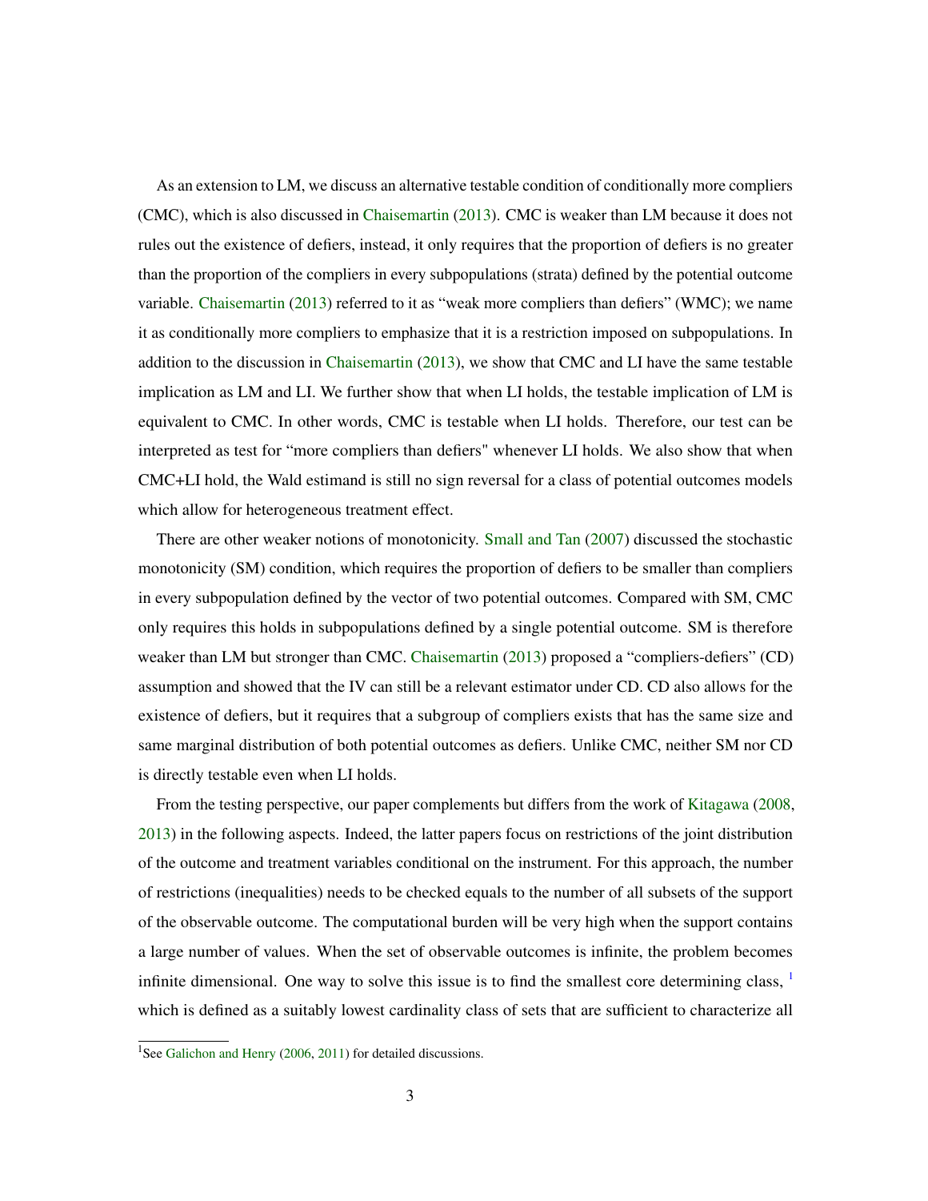As an extension to LM, we discuss an alternative testable condition of conditionally more compliers (CMC), which is also discussed in Chaisemartin (2013). CMC is weaker than LM because it does not rules out the existence of defiers, instead, it only requires that the proportion of defiers is no greater than the proportion of the compliers in every subpopulations (strata) defined by the potential outcome variable. Chaisemartin (2013) referred to it as "weak more compliers than defiers" (WMC); we name it as conditionally more compliers to emphasize that it is a restriction imposed on subpopulations. In addition to the discussion in Chaisemartin (2013), we show that CMC and LI have the same testable implication as LM and LI. We further show that when LI holds, the testable implication of LM is equivalent to CMC. In other words, CMC is testable when LI holds. Therefore, our test can be interpreted as test for "more compliers than defiers" whenever LI holds. We also show that when CMC+LI hold, the Wald estimand is still no sign reversal for a class of potential outcomes models which allow for heterogeneous treatment effect.

There are other weaker notions of monotonicity. Small and Tan (2007) discussed the stochastic monotonicity (SM) condition, which requires the proportion of defiers to be smaller than compliers in every subpopulation defined by the vector of two potential outcomes. Compared with SM, CMC only requires this holds in subpopulations defined by a single potential outcome. SM is therefore weaker than LM but stronger than CMC. Chaisemartin (2013) proposed a "compliers-defiers" (CD) assumption and showed that the IV can still be a relevant estimator under CD. CD also allows for the existence of defiers, but it requires that a subgroup of compliers exists that has the same size and same marginal distribution of both potential outcomes as defiers. Unlike CMC, neither SM nor CD is directly testable even when LI holds.

From the testing perspective, our paper complements but differs from the work of Kitagawa (2008, 2013) in the following aspects. Indeed, the latter papers focus on restrictions of the joint distribution of the outcome and treatment variables conditional on the instrument. For this approach, the number of restrictions (inequalities) needs to be checked equals to the number of all subsets of the support of the observable outcome. The computational burden will be very high when the support contains a large number of values. When the set of observable outcomes is infinite, the problem becomes infinite dimensional. One way to solve this issue is to find the smallest core determining class, [1] which is defined as a suitably lowest cardinality class of sets that are sufficient to characterize all

[1]See Galichon and Henry (2006, 2011) for detailed discussions.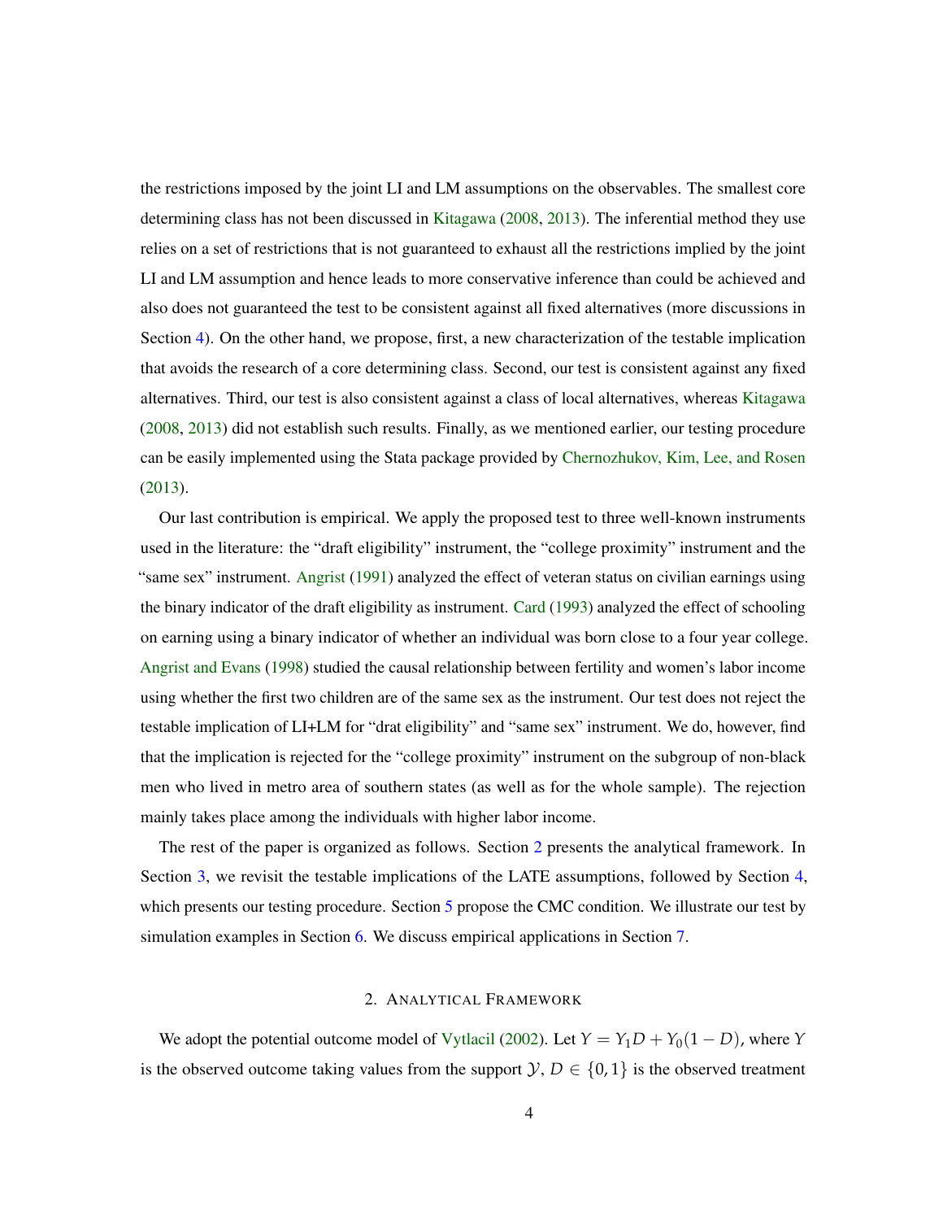the restrictions imposed by the joint LI and LM assumptions on the observables. The smallest core determining class has not been discussed in Kitagawa (2008, 2013). The inferential method they use relies on a set of restrictions that is not guaranteed to exhaust all the restrictions implied by the joint LI and LM assumption and hence leads to more conservative inference than could be achieved and also does not guaranteed the test to be consistent against all fixed alternatives (more discussions in Section 4). On the other hand, we propose, first, a new characterization of the testable implication that avoids the research of a core determining class. Second, our test is consistent against any fixed alternatives. Third, our test is also consistent against a class of local alternatives, whereas Kitagawa (2008, 2013) did not establish such results. Finally, as we mentioned earlier, our testing procedure can be easily implemented using the Stata package provided by Chernozhukov, Kim, Lee, and Rosen (2013).

Our last contribution is empirical. We apply the proposed test to three well-known instruments used in the literature: the "draft eligibility" instrument, the "college proximity" instrument and the "same sex" instrument. Angrist (1991) analyzed the effect of veteran status on civilian earnings using the binary indicator of the draft eligibility as instrument. Card (1993) analyzed the effect of schooling on earning using a binary indicator of whether an individual was born close to a four year college. Angrist and Evans (1998) studied the causal relationship between fertility and women's labor income using whether the first two children are of the same sex as the instrument. Our test does not reject the testable implication of LI+LM for "drat eligibility" and "same sex" instrument. We do, however, find that the implication is rejected for the "college proximity" instrument on the subgroup of non-black men who lived in metro area of southern states (as well as for the whole sample). The rejection mainly takes place among the individuals with higher labor income.

The rest of the paper is organized as follows. Section 2 presents the analytical framework. In Section 3, we revisit the testable implications of the LATE assumptions, followed by Section 4, which presents our testing procedure. Section 5 propose the CMC condition. We illustrate our test by simulation examples in Section 6. We discuss empirical applications in Section 7.

## 2. Analytical Framework

We adopt the potential outcome model of Vytlacil (2002). Let $Y = Y_1 D + Y_0(1 - D)$, where $Y$ is the observed outcome taking values from the support $\mathcal{Y}$, $D \in \{0, 1\}$ is the observed treatment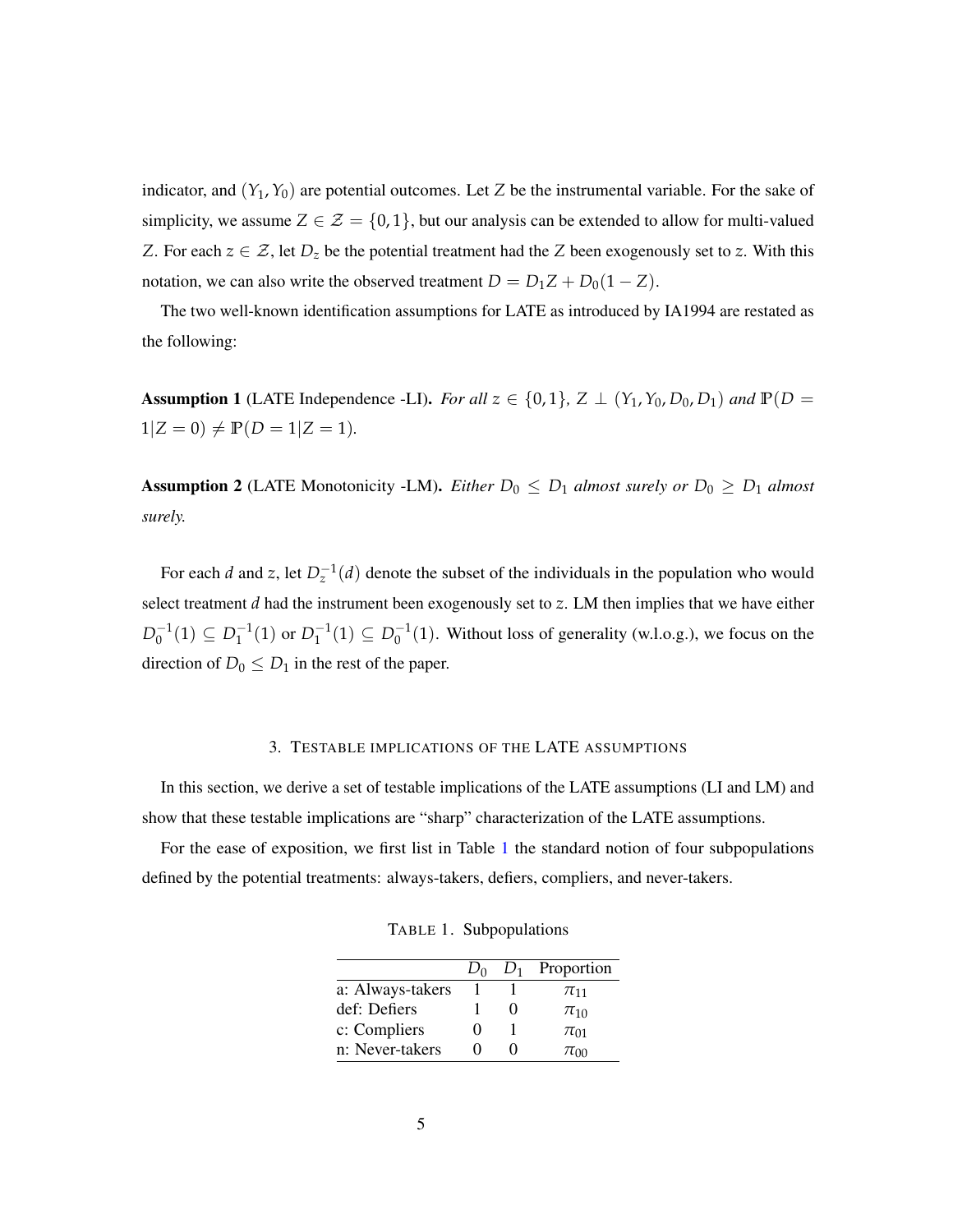indicator, and $(Y_1, Y_0)$ are potential outcomes. Let $Z$ be the instrumental variable. For the sake of simplicity, we assume $Z \in \mathcal{Z} = \{0, 1\}$, but our analysis can be extended to allow for multi-valued $Z$. For each $z \in \mathcal{Z}$, let $D_z$ be the potential treatment had the $Z$ been exogenously set to $z$. With this notation, we can also write the observed treatment $D = D_1 Z + D_0(1 - Z)$.

The two well-known identification assumptions for LATE as introduced by IA1994 are restated as the following:

**Assumption 1** (LATE Independence -LI). *For all $z \in \{0, 1\}$, $Z \perp (Y_1, Y_0, D_0, D_1)$ and $\mathbb{P}(D = 1|Z = 0) \neq \mathbb{P}(D = 1|Z = 1)$.*

**Assumption 2** (LATE Monotonicity -LM). *Either $D_0 \leq D_1$ almost surely or $D_0 \geq D_1$ almost surely.*

For each $d$ and $z$, let $D_z^{-1}(d)$ denote the subset of the individuals in the population who would select treatment $d$ had the instrument been exogenously set to $z$. LM then implies that we have either $D_0^{-1}(1) \subseteq D_1^{-1}(1)$ or $D_1^{-1}(1) \subseteq D_0^{-1}(1)$. Without loss of generality (w.l.o.g.), we focus on the direction of $D_0 \leq D_1$ in the rest of the paper.

## 3. Testable implications of the LATE assumptions

In this section, we derive a set of testable implications of the LATE assumptions (LI and LM) and show that these testable implications are "sharp" characterization of the LATE assumptions.

For the ease of exposition, we first list in Table 1 the standard notion of four subpopulations defined by the potential treatments: always-takers, defiers, compliers, and never-takers.

TABLE 1. Subpopulations

| | $D_0$ | $D_1$ | Proportion |
|---|---|---|---|
| a: Always-takers | 1 | 1 | $\pi_{11}$ |
| def: Defiers | 1 | 0 | $\pi_{10}$ |
| c: Compliers | 0 | 1 | $\pi_{01}$ |
| n: Never-takers | 0 | 0 | $\pi_{00}$ |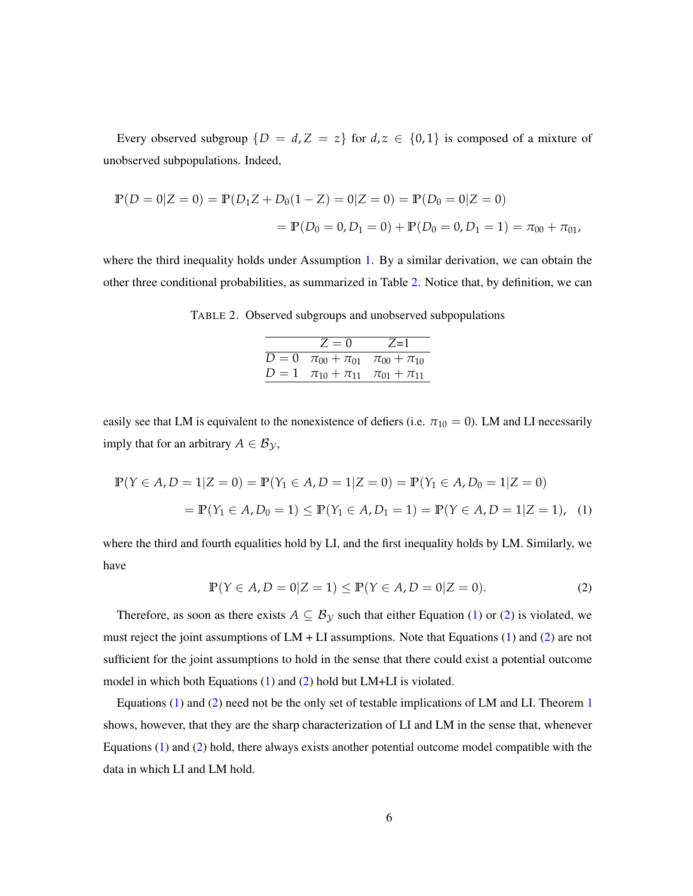Every observed subgroup $\{D = d, Z = z\}$ for $d, z \in \{0, 1\}$ is composed of a mixture of unobserved subpopulations. Indeed,

$$
\begin{aligned}
\mathbb{P}(D = 0|Z = 0) = \mathbb{P}(D_1 Z + D_0(1 - Z) = 0|Z = 0) &= \mathbb{P}(D_0 = 0|Z = 0) \\
&= \mathbb{P}(D_0 = 0, D_1 = 0) + \mathbb{P}(D_0 = 0, D_1 = 1) = \pi_{00} + \pi_{01},
\end{aligned}
$$

where the third inequality holds under Assumption 1. By a similar derivation, we can obtain the other three conditional probabilities, as summarized in Table 2. Notice that, by definition, we can

TABLE 2. Observed subgroups and unobserved subpopulations

| | $Z = 0$ | $Z$=1 |
|---|---|---|
| $D = 0$ | $\pi_{00} + \pi_{01}$ | $\pi_{00} + \pi_{10}$ |
| $D = 1$ | $\pi_{10} + \pi_{11}$ | $\pi_{01} + \pi_{11}$ |

easily see that LM is equivalent to the nonexistence of defiers (i.e. $\pi_{10} = 0$). LM and LI necessarily imply that for an arbitrary $A \in \mathcal{B}_{\mathcal{Y}}$,

$$
\begin{aligned}
\mathbb{P}(Y \in A, D = 1|Z = 0) &= \mathbb{P}(Y_1 \in A, D = 1|Z = 0) = \mathbb{P}(Y_1 \in A, D_0 = 1|Z = 0) \\
&= \mathbb{P}(Y_1 \in A, D_0 = 1) \leq \mathbb{P}(Y_1 \in A, D_1 = 1) = \mathbb{P}(Y \in A, D = 1|Z = 1), \quad (1)
\end{aligned}
$$

where the third and fourth equalities hold by LI, and the first inequality holds by LM. Similarly, we have

$$
\mathbb{P}(Y \in A, D = 0|Z = 1) \leq \mathbb{P}(Y \in A, D = 0|Z = 0). \quad (2)
$$

Therefore, as soon as there exists $A \subseteq \mathcal{B}_{\mathcal{Y}}$ such that either Equation (1) or (2) is violated, we must reject the joint assumptions of LM + LI assumptions. Note that Equations (1) and (2) are not sufficient for the joint assumptions to hold in the sense that there could exist a potential outcome model in which both Equations (1) and (2) hold but LM+LI is violated.

Equations (1) and (2) need not be the only set of testable implications of LM and LI. Theorem 1 shows, however, that they are the sharp characterization of LI and LM in the sense that, whenever Equations (1) and (2) hold, there always exists another potential outcome model compatible with the data in which LI and LM hold.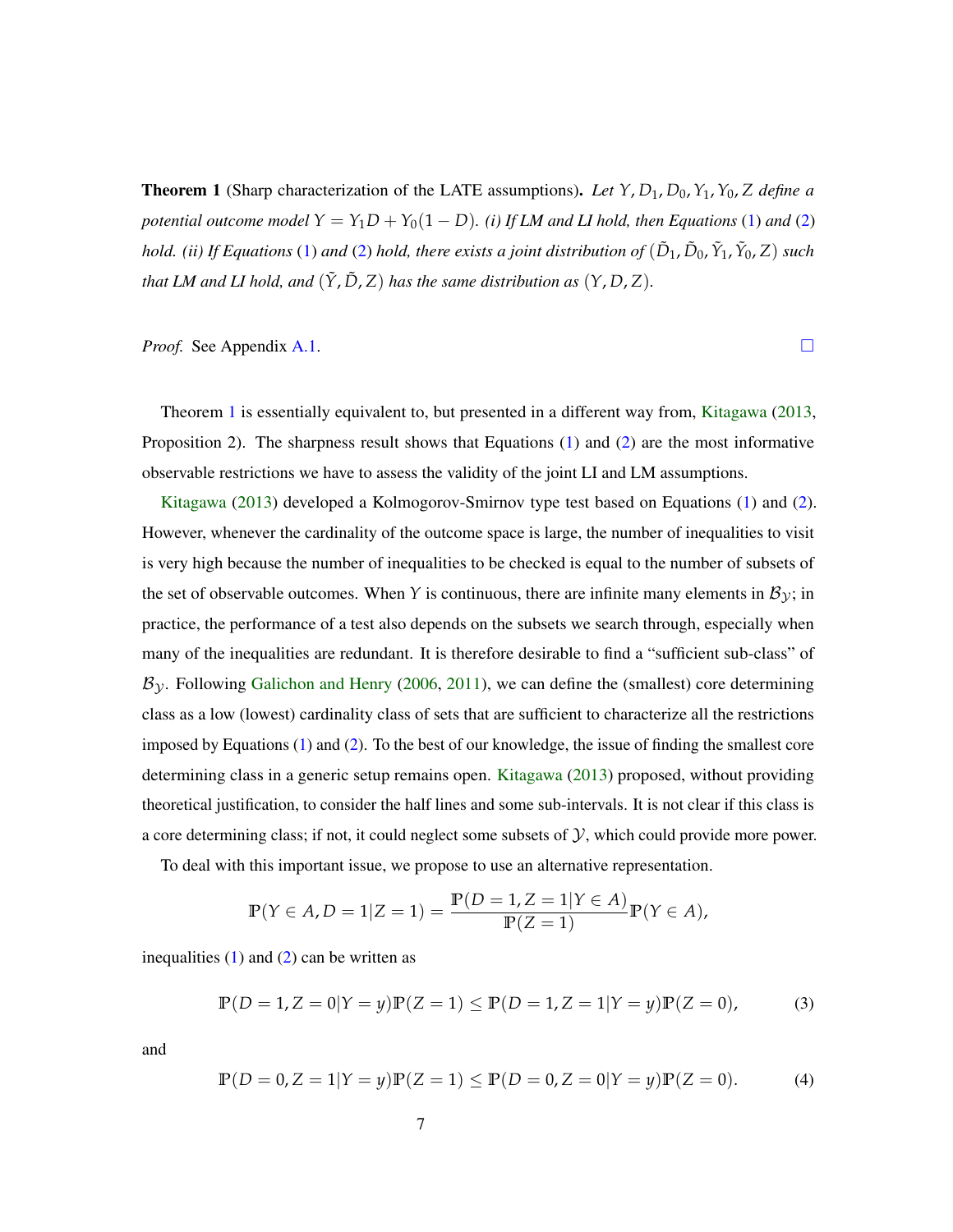**Theorem 1** (Sharp characterization of the LATE assumptions)**.** *Let $Y, D_1, D_0, Y_1, Y_0, Z$ define a potential outcome model $Y = Y_1 D + Y_0(1 - D)$. (i) If LM and LI hold, then Equations (1) and (2) hold. (ii) If Equations (1) and (2) hold, there exists a joint distribution of $(\tilde{D}_1, \tilde{D}_0, \tilde{Y}_1, \tilde{Y}_0, Z)$ such that LM and LI hold, and $(\tilde{Y}, \tilde{D}, Z)$ has the same distribution as $(Y, D, Z)$.*

*Proof.* See Appendix A.1. □

Theorem 1 is essentially equivalent to, but presented in a different way from, Kitagawa (2013, Proposition 2). The sharpness result shows that Equations (1) and (2) are the most informative observable restrictions we have to assess the validity of the joint LI and LM assumptions.

Kitagawa (2013) developed a Kolmogorov-Smirnov type test based on Equations (1) and (2). However, whenever the cardinality of the outcome space is large, the number of inequalities to visit is very high because the number of inequalities to be checked is equal to the number of subsets of the set of observable outcomes. When $Y$ is continuous, there are infinite many elements in $\mathcal{B}_{\mathcal{Y}}$; in practice, the performance of a test also depends on the subsets we search through, especially when many of the inequalities are redundant. It is therefore desirable to find a "sufficient sub-class" of $\mathcal{B}_{\mathcal{Y}}$. Following Galichon and Henry (2006, 2011), we can define the (smallest) core determining class as a low (lowest) cardinality class of sets that are sufficient to characterize all the restrictions imposed by Equations (1) and (2). To the best of our knowledge, the issue of finding the smallest core determining class in a generic setup remains open. Kitagawa (2013) proposed, without providing theoretical justification, to consider the half lines and some sub-intervals. It is not clear if this class is a core determining class; if not, it could neglect some subsets of $\mathcal{Y}$, which could provide more power.

To deal with this important issue, we propose to use an alternative representation.

$$\mathbb{P}(Y \in A, D = 1 | Z = 1) = \frac{\mathbb{P}(D = 1, Z = 1 | Y \in A)}{\mathbb{P}(Z = 1)} \mathbb{P}(Y \in A),$$

inequalities (1) and (2) can be written as

$$\mathbb{P}(D = 1, Z = 0 | Y = y)\mathbb{P}(Z = 1) \leq \mathbb{P}(D = 1, Z = 1 | Y = y)\mathbb{P}(Z = 0), \tag{3}$$

and

$$\mathbb{P}(D = 0, Z = 1 | Y = y)\mathbb{P}(Z = 1) \leq \mathbb{P}(D = 0, Z = 0 | Y = y)\mathbb{P}(Z = 0). \tag{4}$$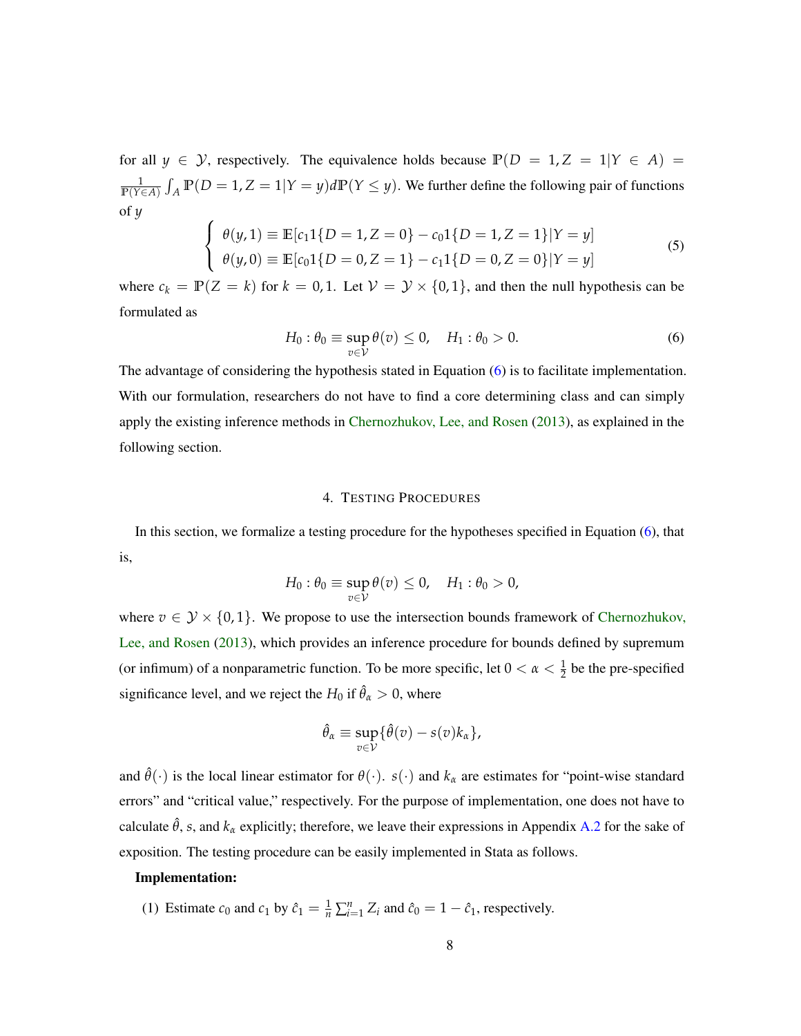for all $y \in \mathcal{Y}$, respectively. The equivalence holds because $\mathbb{P}(D = 1, Z = 1|Y \in A) = \frac{1}{\mathbb{P}(Y \in A)} \int_A \mathbb{P}(D = 1, Z = 1|Y = y) d\mathbb{P}(Y \leq y)$. We further define the following pair of functions of $y$

$$
\begin{cases} \theta(y, 1) \equiv \mathbb{E}[c_1 1\{D = 1, Z = 0\} - c_0 1\{D = 1, Z = 1\}|Y = y] \\ \theta(y, 0) \equiv \mathbb{E}[c_0 1\{D = 0, Z = 1\} - c_1 1\{D = 0, Z = 0\}|Y = y] \end{cases} \tag{5}
$$

where $c_k = \mathbb{P}(Z = k)$ for $k = 0, 1$. Let $\mathcal{V} = \mathcal{Y} \times \{0, 1\}$, and then the null hypothesis can be formulated as

$$
H_0 : \theta_0 \equiv \sup_{v \in \mathcal{V}} \theta(v) \leq 0, \quad H_1 : \theta_0 > 0. \tag{6}
$$

The advantage of considering the hypothesis stated in Equation (6) is to facilitate implementation. With our formulation, researchers do not have to find a core determining class and can simply apply the existing inference methods in Chernozhukov, Lee, and Rosen (2013), as explained in the following section.

## 4. Testing Procedures

In this section, we formalize a testing procedure for the hypotheses specified in Equation (6), that is,

$$
H_0 : \theta_0 \equiv \sup_{v \in \mathcal{V}} \theta(v) \leq 0, \quad H_1 : \theta_0 > 0,
$$

where $v \in \mathcal{Y} \times \{0, 1\}$. We propose to use the intersection bounds framework of Chernozhukov, Lee, and Rosen (2013), which provides an inference procedure for bounds defined by supremum (or infimum) of a nonparametric function. To be more specific, let $0 < \alpha < \frac{1}{2}$ be the pre-specified significance level, and we reject the $H_0$ if $\hat{\theta}_\alpha > 0$, where

$$
\hat{\theta}_\alpha \equiv \sup_{v \in \mathcal{V}} \{\hat{\theta}(v) - s(v) k_\alpha\},
$$

and $\hat{\theta}(\cdot)$ is the local linear estimator for $\theta(\cdot)$. $s(\cdot)$ and $k_\alpha$ are estimates for "point-wise standard errors" and "critical value," respectively. For the purpose of implementation, one does not have to calculate $\hat{\theta}$, $s$, and $k_\alpha$ explicitly; therefore, we leave their expressions in Appendix A.2 for the sake of exposition. The testing procedure can be easily implemented in Stata as follows.

**Implementation:**

(1) Estimate $c_0$ and $c_1$ by $\hat{c}_1 = \frac{1}{n} \sum_{i=1}^{n} Z_i$ and $\hat{c}_0 = 1 - \hat{c}_1$, respectively.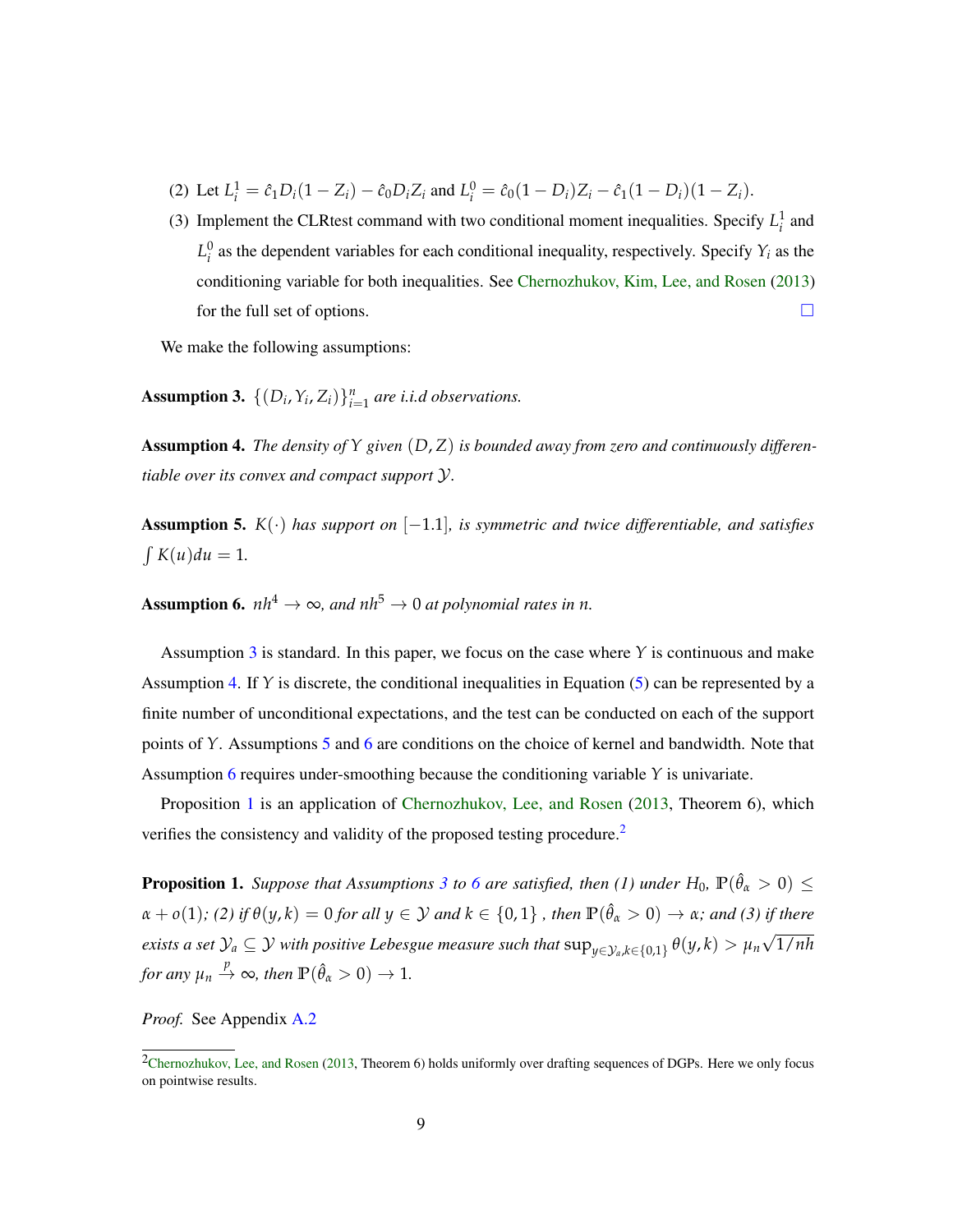(2) Let $L_i^1 = \hat{c}_1 D_i(1 - Z_i) - \hat{c}_0 D_i Z_i$ and $L_i^0 = \hat{c}_0(1 - D_i)Z_i - \hat{c}_1(1 - D_i)(1 - Z_i)$.

(3) Implement the CLRtest command with two conditional moment inequalities. Specify $L_i^1$ and $L_i^0$ as the dependent variables for each conditional inequality, respectively. Specify $Y_i$ as the conditioning variable for both inequalities. See Chernozhukov, Kim, Lee, and Rosen (2013) for the full set of options. □

We make the following assumptions:

**Assumption 3.** *$\{(D_i, Y_i, Z_i)\}_{i=1}^n$ are i.i.d observations.*

**Assumption 4.** *The density of $Y$ given $(D, Z)$ is bounded away from zero and continuously differentiable over its convex and compact support $\mathcal{Y}$.*

**Assumption 5.** *$K(\cdot)$ has support on $[-1.1]$, is symmetric and twice differentiable, and satisfies $\int K(u)du = 1$.*

**Assumption 6.** *$nh^4 \to \infty$, and $nh^5 \to 0$ at polynomial rates in $n$.*

Assumption 3 is standard. In this paper, we focus on the case where $Y$ is continuous and make Assumption 4. If $Y$ is discrete, the conditional inequalities in Equation (5) can be represented by a finite number of unconditional expectations, and the test can be conducted on each of the support points of $Y$. Assumptions 5 and 6 are conditions on the choice of kernel and bandwidth. Note that Assumption 6 requires under-smoothing because the conditioning variable $Y$ is univariate.

Proposition 1 is an application of Chernozhukov, Lee, and Rosen (2013, Theorem 6), which verifies the consistency and validity of the proposed testing procedure.[2]

**Proposition 1.** *Suppose that Assumptions 3 to 6 are satisfied, then (1) under $H_0$, $\mathbb{P}(\hat{\theta}_\alpha > 0) \leq \alpha + o(1)$; (2) if $\theta(y, k) = 0$ for all $y \in \mathcal{Y}$ and $k \in \{0, 1\}$, then $\mathbb{P}(\hat{\theta}_\alpha > 0) \to \alpha$; and (3) if there exists a set $\mathcal{Y}_a \subseteq \mathcal{Y}$ with positive Lebesgue measure such that $\sup_{y \in \mathcal{Y}_a, k \in \{0,1\}} \theta(y, k) > \mu_n \sqrt{1/nh}$ for any $\mu_n \xrightarrow{p} \infty$, then $\mathbb{P}(\hat{\theta}_\alpha > 0) \to 1$.*

*Proof.* See Appendix A.2

[2] Chernozhukov, Lee, and Rosen (2013, Theorem 6) holds uniformly over drafting sequences of DGPs. Here we only focus on pointwise results.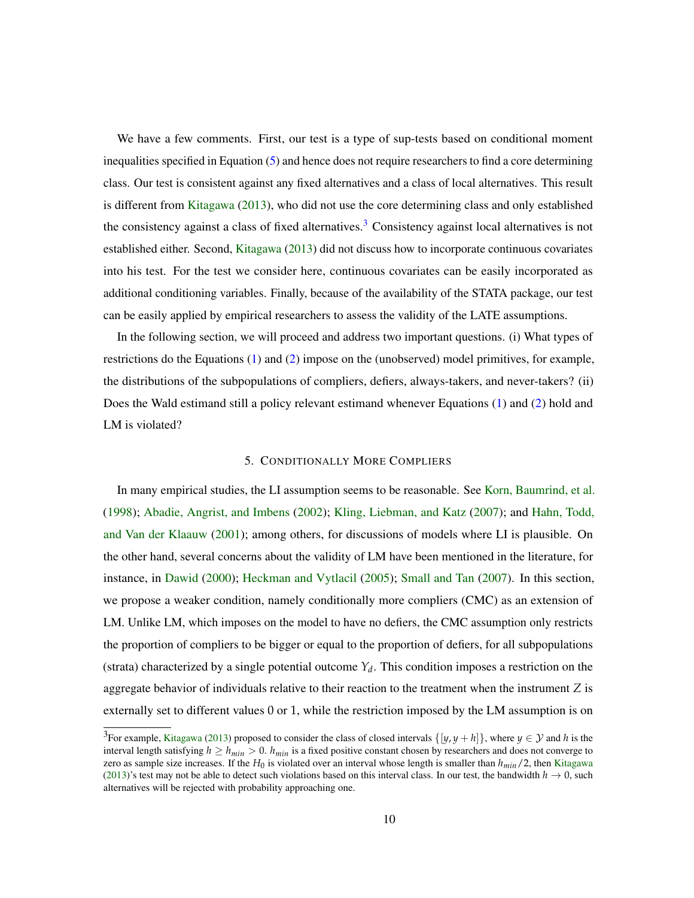We have a few comments. First, our test is a type of sup-tests based on conditional moment inequalities specified in Equation (5) and hence does not require researchers to find a core determining class. Our test is consistent against any fixed alternatives and a class of local alternatives. This result is different from Kitagawa (2013), who did not use the core determining class and only established the consistency against a class of fixed alternatives.[3] Consistency against local alternatives is not established either. Second, Kitagawa (2013) did not discuss how to incorporate continuous covariates into his test. For the test we consider here, continuous covariates can be easily incorporated as additional conditioning variables. Finally, because of the availability of the STATA package, our test can be easily applied by empirical researchers to assess the validity of the LATE assumptions.

In the following section, we will proceed and address two important questions. (i) What types of restrictions do the Equations (1) and (2) impose on the (unobserved) model primitives, for example, the distributions of the subpopulations of compliers, defiers, always-takers, and never-takers? (ii) Does the Wald estimand still a policy relevant estimand whenever Equations (1) and (2) hold and LM is violated?

## 5. Conditionally More Compliers

In many empirical studies, the LI assumption seems to be reasonable. See Korn, Baumrind, et al. (1998); Abadie, Angrist, and Imbens (2002); Kling, Liebman, and Katz (2007); and Hahn, Todd, and Van der Klaauw (2001); among others, for discussions of models where LI is plausible. On the other hand, several concerns about the validity of LM have been mentioned in the literature, for instance, in Dawid (2000); Heckman and Vytlacil (2005); Small and Tan (2007). In this section, we propose a weaker condition, namely conditionally more compliers (CMC) as an extension of LM. Unlike LM, which imposes on the model to have no defiers, the CMC assumption only restricts the proportion of compliers to be bigger or equal to the proportion of defiers, for all subpopulations (strata) characterized by a single potential outcome $Y_d$. This condition imposes a restriction on the aggregate behavior of individuals relative to their reaction to the treatment when the instrument $Z$ is externally set to different values 0 or 1, while the restriction imposed by the LM assumption is on

---

[3] For example, Kitagawa (2013) proposed to consider the class of closed intervals $\{[y, y+h]\}$, where $y \in \mathcal{Y}$ and $h$ is the interval length satisfying $h \geq h_{min} > 0$. $h_{min}$ is a fixed positive constant chosen by researchers and does not converge to zero as sample size increases. If the $H_0$ is violated over an interval whose length is smaller than $h_{min}/2$, then Kitagawa (2013)'s test may not be able to detect such violations based on this interval class. In our test, the bandwidth $h \to 0$, such alternatives will be rejected with probability approaching one.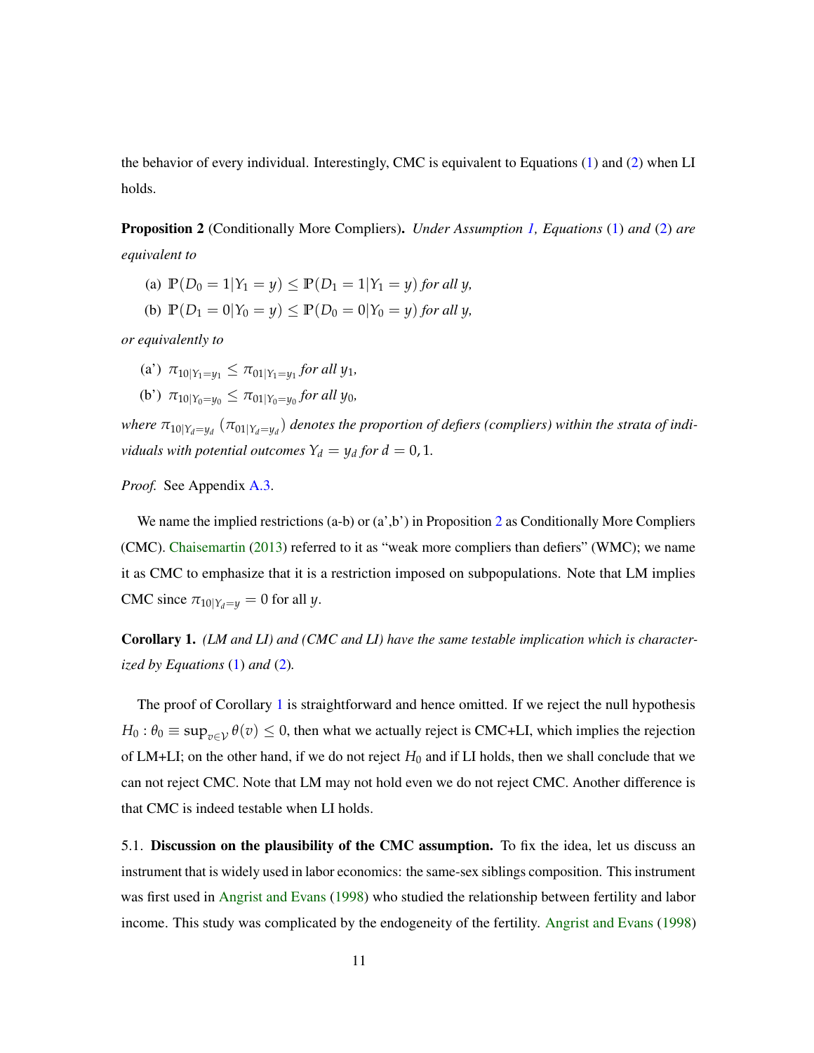the behavior of every individual. Interestingly, CMC is equivalent to Equations (1) and (2) when LI holds.

**Proposition 2** (Conditionally More Compliers). *Under Assumption 1, Equations* (1) *and* (2) *are equivalent to*

(a) $\mathbb{P}(D_0 = 1|Y_1 = y) \leq \mathbb{P}(D_1 = 1|Y_1 = y)$ *for all* $y$,

(b) $\mathbb{P}(D_1 = 0|Y_0 = y) \leq \mathbb{P}(D_0 = 0|Y_0 = y)$ *for all* $y$,

*or equivalently to*

(a') $\pi_{10|Y_1=y_1} \leq \pi_{01|Y_1=y_1}$ *for all* $y_1$,

(b') $\pi_{10|Y_0=y_0} \leq \pi_{01|Y_0=y_0}$ *for all* $y_0$,

*where* $\pi_{10|Y_d=y_d}$ $(\pi_{01|Y_d=y_d})$ *denotes the proportion of defiers (compliers) within the strata of individuals with potential outcomes* $Y_d = y_d$ *for* $d = 0, 1$.

*Proof.* See Appendix A.3.

We name the implied restrictions (a-b) or (a',b') in Proposition 2 as Conditionally More Compliers (CMC). Chaisemartin (2013) referred to it as "weak more compliers than defiers" (WMC); we name it as CMC to emphasize that it is a restriction imposed on subpopulations. Note that LM implies CMC since $\pi_{10|Y_d=y} = 0$ for all $y$.

**Corollary 1.** *(LM and LI) and (CMC and LI) have the same testable implication which is characterized by Equations* (1) *and* (2)*.*

The proof of Corollary 1 is straightforward and hence omitted. If we reject the null hypothesis $H_0 : \theta_0 \equiv \sup_{v \in \mathcal{V}} \theta(v) \leq 0$, then what we actually reject is CMC+LI, which implies the rejection of LM+LI; on the other hand, if we do not reject $H_0$ and if LI holds, then we shall conclude that we can not reject CMC. Note that LM may not hold even we do not reject CMC. Another difference is that CMC is indeed testable when LI holds.

5.1. **Discussion on the plausibility of the CMC assumption.** To fix the idea, let us discuss an instrument that is widely used in labor economics: the same-sex siblings composition. This instrument was first used in Angrist and Evans (1998) who studied the relationship between fertility and labor income. This study was complicated by the endogeneity of the fertility. Angrist and Evans (1998)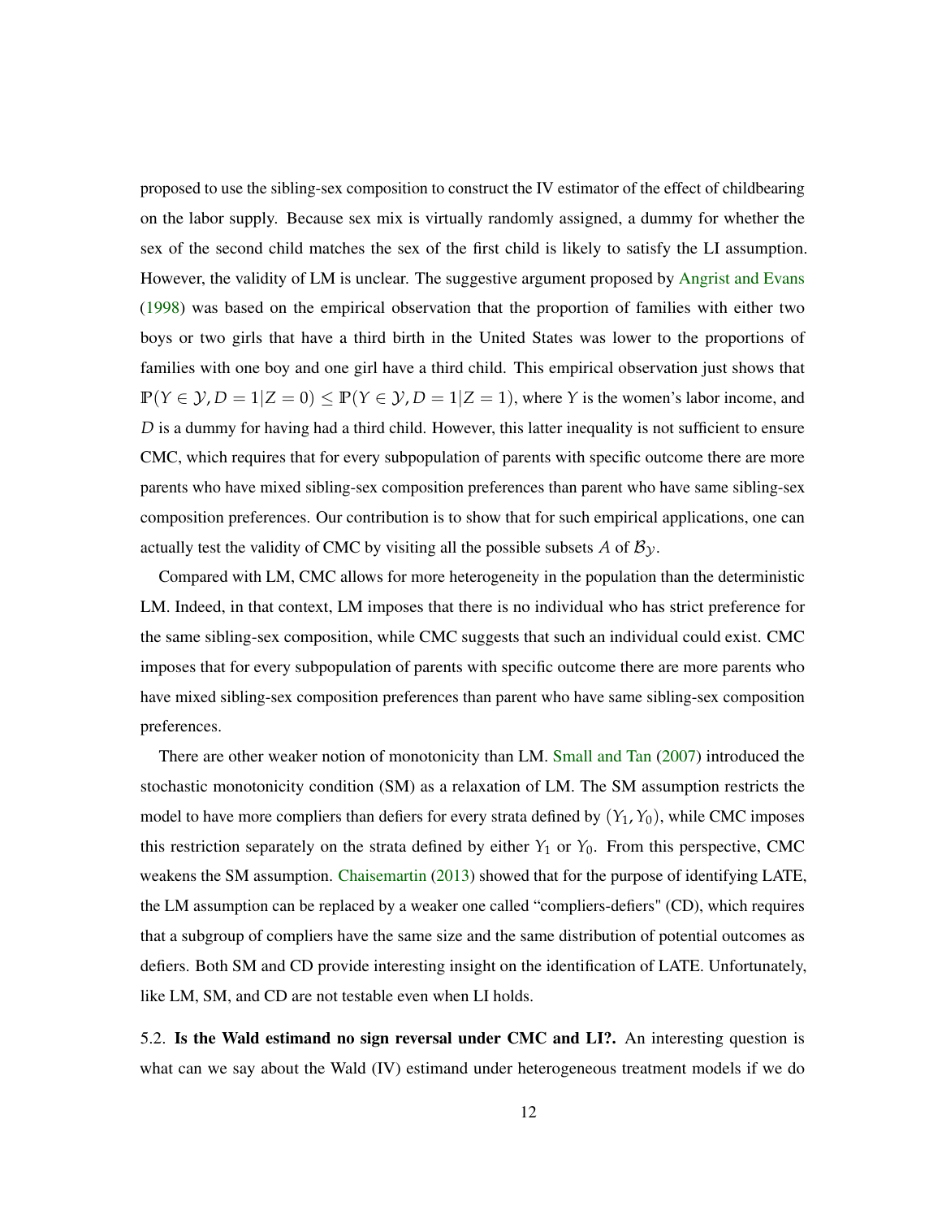proposed to use the sibling-sex composition to construct the IV estimator of the effect of childbearing on the labor supply. Because sex mix is virtually randomly assigned, a dummy for whether the sex of the second child matches the sex of the first child is likely to satisfy the LI assumption. However, the validity of LM is unclear. The suggestive argument proposed by Angrist and Evans (1998) was based on the empirical observation that the proportion of families with either two boys or two girls that have a third birth in the United States was lower to the proportions of families with one boy and one girl have a third child. This empirical observation just shows that $\mathbb{P}(Y \in \mathcal{Y}, D = 1 | Z = 0) \leq \mathbb{P}(Y \in \mathcal{Y}, D = 1 | Z = 1)$, where $Y$ is the women's labor income, and $D$ is a dummy for having had a third child. However, this latter inequality is not sufficient to ensure CMC, which requires that for every subpopulation of parents with specific outcome there are more parents who have mixed sibling-sex composition preferences than parent who have same sibling-sex composition preferences. Our contribution is to show that for such empirical applications, one can actually test the validity of CMC by visiting all the possible subsets $A$ of $\mathcal{B}_{\mathcal{Y}}$.

Compared with LM, CMC allows for more heterogeneity in the population than the deterministic LM. Indeed, in that context, LM imposes that there is no individual who has strict preference for the same sibling-sex composition, while CMC suggests that such an individual could exist. CMC imposes that for every subpopulation of parents with specific outcome there are more parents who have mixed sibling-sex composition preferences than parent who have same sibling-sex composition preferences.

There are other weaker notion of monotonicity than LM. Small and Tan (2007) introduced the stochastic monotonicity condition (SM) as a relaxation of LM. The SM assumption restricts the model to have more compliers than defiers for every strata defined by $(Y_1, Y_0)$, while CMC imposes this restriction separately on the strata defined by either $Y_1$ or $Y_0$. From this perspective, CMC weakens the SM assumption. Chaisemartin (2013) showed that for the purpose of identifying LATE, the LM assumption can be replaced by a weaker one called "compliers-defiers" (CD), which requires that a subgroup of compliers have the same size and the same distribution of potential outcomes as defiers. Both SM and CD provide interesting insight on the identification of LATE. Unfortunately, like LM, SM, and CD are not testable even when LI holds.

5.2. **Is the Wald estimand no sign reversal under CMC and LI?.** An interesting question is what can we say about the Wald (IV) estimand under heterogeneous treatment models if we do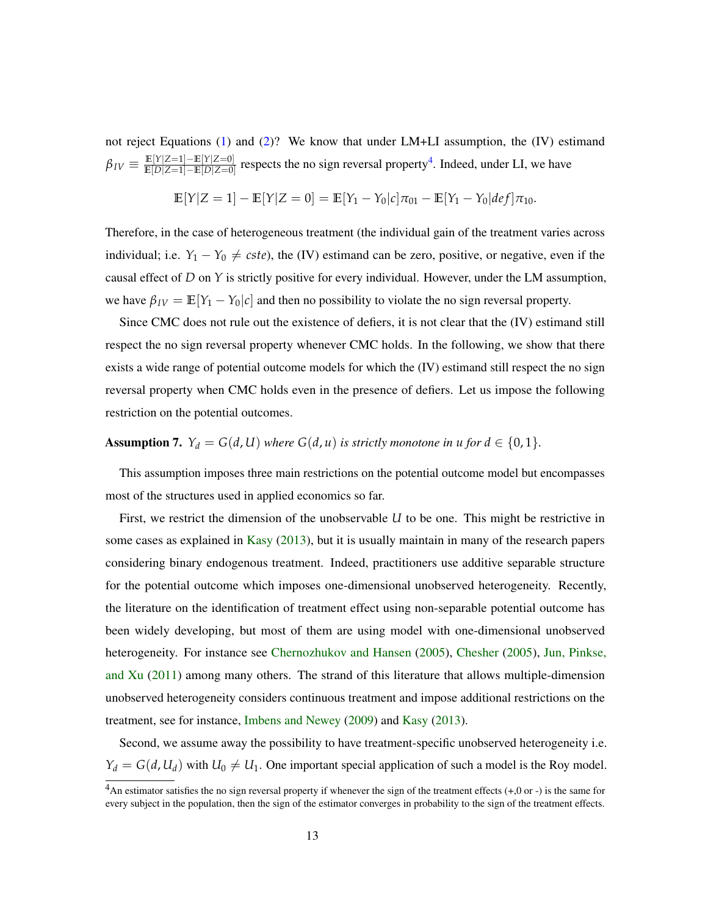not reject Equations (1) and (2)? We know that under LM+LI assumption, the (IV) estimand $\beta_{IV} \equiv \frac{\mathbb{E}[Y|Z=1]-\mathbb{E}[Y|Z=0]}{\mathbb{E}[D|Z=1]-\mathbb{E}[D|Z=0]}$ respects the no sign reversal property[4]. Indeed, under LI, we have

$$\mathbb{E}[Y|Z=1] - \mathbb{E}[Y|Z=0] = \mathbb{E}[Y_1 - Y_0|c]\pi_{01} - \mathbb{E}[Y_1 - Y_0|def]\pi_{10}.$$

Therefore, in the case of heterogeneous treatment (the individual gain of the treatment varies across individual; i.e. $Y_1 - Y_0 \neq cste$), the (IV) estimand can be zero, positive, or negative, even if the causal effect of $D$ on $Y$ is strictly positive for every individual. However, under the LM assumption, we have $\beta_{IV} = \mathbb{E}[Y_1 - Y_0|c]$ and then no possibility to violate the no sign reversal property.

Since CMC does not rule out the existence of defiers, it is not clear that the (IV) estimand still respect the no sign reversal property whenever CMC holds. In the following, we show that there exists a wide range of potential outcome models for which the (IV) estimand still respect the no sign reversal property when CMC holds even in the presence of defiers. Let us impose the following restriction on the potential outcomes.

**Assumption 7.** *$Y_d = G(d, U)$ where $G(d, u)$ is strictly monotone in $u$ for $d \in \{0, 1\}$.*

This assumption imposes three main restrictions on the potential outcome model but encompasses most of the structures used in applied economics so far.

First, we restrict the dimension of the unobservable $U$ to be one. This might be restrictive in some cases as explained in Kasy (2013), but it is usually maintain in many of the research papers considering binary endogenous treatment. Indeed, practitioners use additive separable structure for the potential outcome which imposes one-dimensional unobserved heterogeneity. Recently, the literature on the identification of treatment effect using non-separable potential outcome has been widely developing, but most of them are using model with one-dimensional unobserved heterogeneity. For instance see Chernozhukov and Hansen (2005), Chesher (2005), Jun, Pinkse, and Xu (2011) among many others. The strand of this literature that allows multiple-dimension unobserved heterogeneity considers continuous treatment and impose additional restrictions on the treatment, see for instance, Imbens and Newey (2009) and Kasy (2013).

Second, we assume away the possibility to have treatment-specific unobserved heterogeneity i.e. $Y_d = G(d, U_d)$ with $U_0 \neq U_1$. One important special application of such a model is the Roy model.

[4] An estimator satisfies the no sign reversal property if whenever the sign of the treatment effects (+,0 or -) is the same for every subject in the population, then the sign of the estimator converges in probability to the sign of the treatment effects.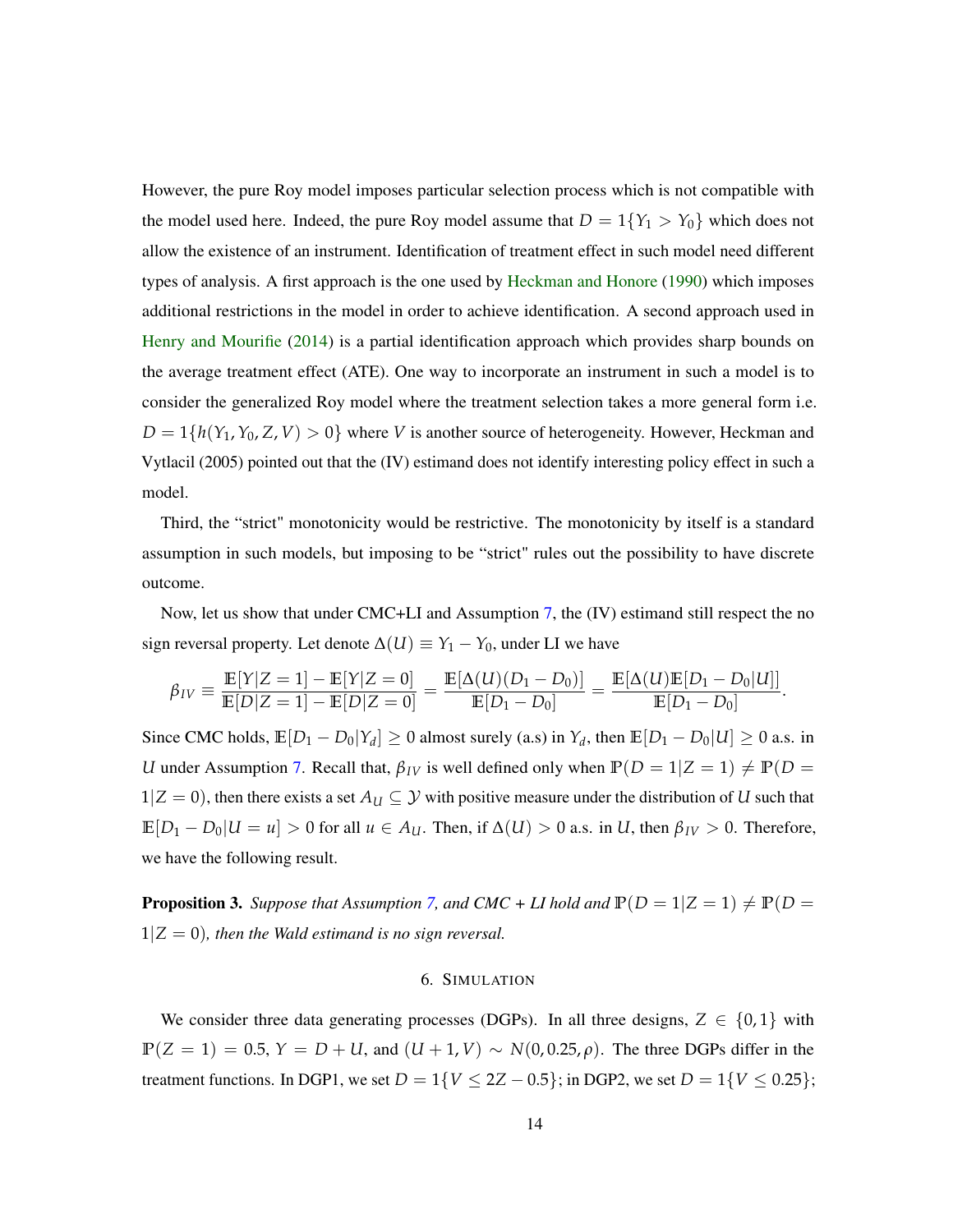However, the pure Roy model imposes particular selection process which is not compatible with the model used here. Indeed, the pure Roy model assume that $D = 1\{Y_1 > Y_0\}$ which does not allow the existence of an instrument. Identification of treatment effect in such model need different types of analysis. A first approach is the one used by Heckman and Honore (1990) which imposes additional restrictions in the model in order to achieve identification. A second approach used in Henry and Mourifie (2014) is a partial identification approach which provides sharp bounds on the average treatment effect (ATE). One way to incorporate an instrument in such a model is to consider the generalized Roy model where the treatment selection takes a more general form i.e. $D = 1\{h(Y_1, Y_0, Z, V) > 0\}$ where $V$ is another source of heterogeneity. However, Heckman and Vytlacil (2005) pointed out that the (IV) estimand does not identify interesting policy effect in such a model.

Third, the "strict" monotonicity would be restrictive. The monotonicity by itself is a standard assumption in such models, but imposing to be "strict" rules out the possibility to have discrete outcome.

Now, let us show that under CMC+LI and Assumption 7, the (IV) estimand still respect the no sign reversal property. Let denote $\Delta(U) \equiv Y_1 - Y_0$, under LI we have

$$\beta_{IV} \equiv \frac{\mathbb{E}[Y|Z=1] - \mathbb{E}[Y|Z=0]}{\mathbb{E}[D|Z=1] - \mathbb{E}[D|Z=0]} = \frac{\mathbb{E}[\Delta(U)(D_1 - D_0)]}{\mathbb{E}[D_1 - D_0]} = \frac{\mathbb{E}[\Delta(U)\mathbb{E}[D_1 - D_0|U]]}{\mathbb{E}[D_1 - D_0]}.$$

Since CMC holds, $\mathbb{E}[D_1 - D_0|Y_d] \geq 0$ almost surely (a.s) in $Y_d$, then $\mathbb{E}[D_1 - D_0|U] \geq 0$ a.s. in $U$ under Assumption 7. Recall that, $\beta_{IV}$ is well defined only when $\mathbb{P}(D = 1|Z = 1) \neq \mathbb{P}(D = 1|Z = 0)$, then there exists a set $A_U \subseteq \mathcal{Y}$ with positive measure under the distribution of $U$ such that $\mathbb{E}[D_1 - D_0|U = u] > 0$ for all $u \in A_U$. Then, if $\Delta(U) > 0$ a.s. in $U$, then $\beta_{IV} > 0$. Therefore, we have the following result.

**Proposition 3.** *Suppose that Assumption 7, and CMC + LI hold and $\mathbb{P}(D = 1|Z = 1) \neq \mathbb{P}(D = 1|Z = 0)$, then the Wald estimand is no sign reversal.*

## 6. Simulation

We consider three data generating processes (DGPs). In all three designs, $Z \in \{0, 1\}$ with $\mathbb{P}(Z = 1) = 0.5$, $Y = D + U$, and $(U + 1, V) \sim N(0, 0.25, \rho)$. The three DGPs differ in the treatment functions. In DGP1, we set $D = 1\{V \leq 2Z - 0.5\}$; in DGP2, we set $D = 1\{V \leq 0.25\}$;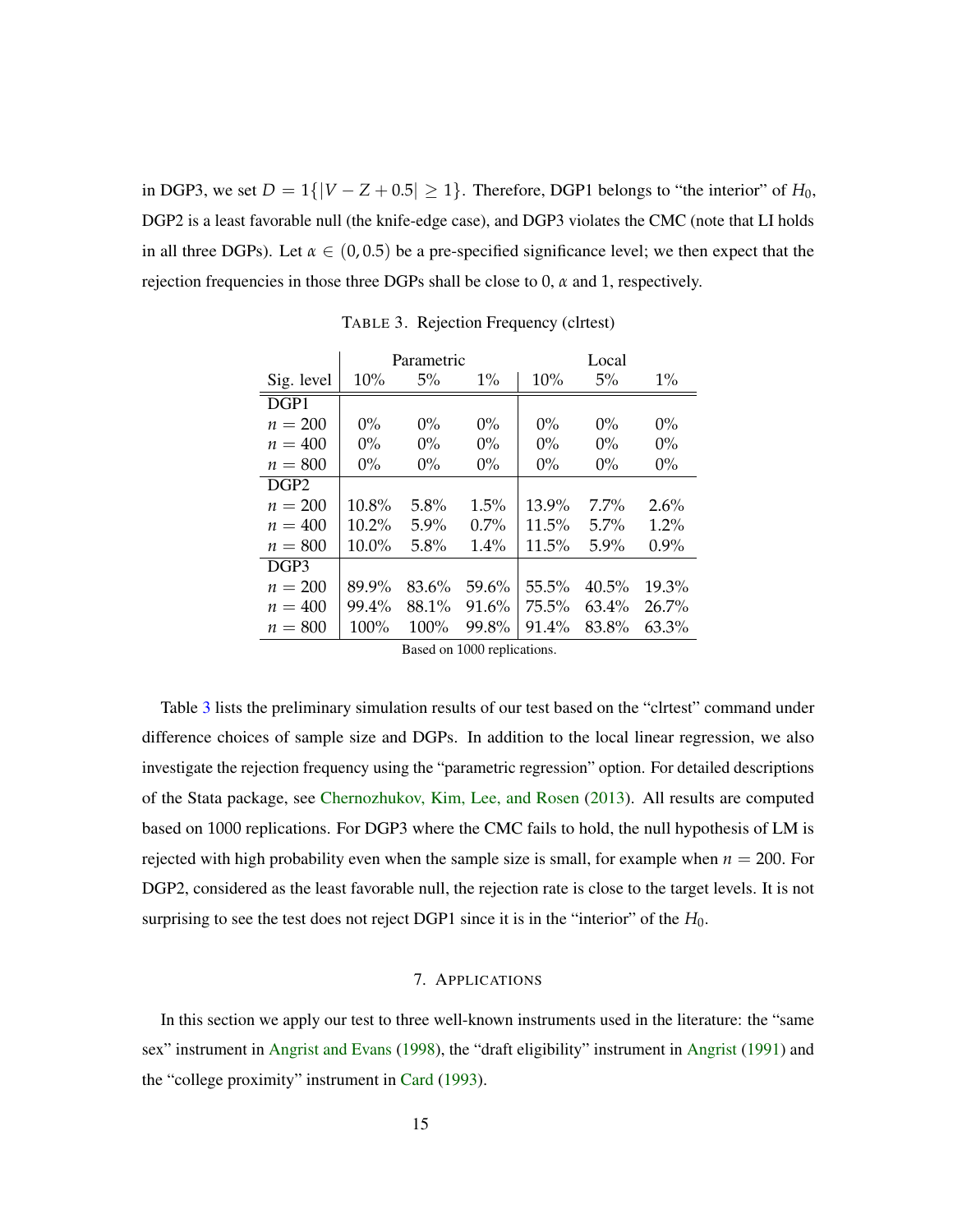in DGP3, we set $D = 1\{|V - Z + 0.5| \geq 1\}$. Therefore, DGP1 belongs to "the interior" of $H_0$, DGP2 is a least favorable null (the knife-edge case), and DGP3 violates the CMC (note that LI holds in all three DGPs). Let $\alpha \in (0, 0.5)$ be a pre-specified significance level; we then expect that the rejection frequencies in those three DGPs shall be close to 0, $\alpha$ and 1, respectively.

TABLE 3. Rejection Frequency (clrtest)

| | Parametric | | | Local | | |
|---|---|---|---|---|---|---|
| Sig. level | 10% | 5% | 1% | 10% | 5% | 1% |
| DGP1 | | | | | | |
| $n = 200$ | 0% | 0% | 0% | 0% | 0% | 0% |
| $n = 400$ | 0% | 0% | 0% | 0% | 0% | 0% |
| $n = 800$ | 0% | 0% | 0% | 0% | 0% | 0% |
| DGP2 | | | | | | |
| $n = 200$ | 10.8% | 5.8% | 1.5% | 13.9% | 7.7% | 2.6% |
| $n = 400$ | 10.2% | 5.9% | 0.7% | 11.5% | 5.7% | 1.2% |
| $n = 800$ | 10.0% | 5.8% | 1.4% | 11.5% | 5.9% | 0.9% |
| DGP3 | | | | | | |
| $n = 200$ | 89.9% | 83.6% | 59.6% | 55.5% | 40.5% | 19.3% |
| $n = 400$ | 99.4% | 88.1% | 91.6% | 75.5% | 63.4% | 26.7% |
| $n = 800$ | 100% | 100% | 99.8% | 91.4% | 83.8% | 63.3% |

Based on 1000 replications.

Table 3 lists the preliminary simulation results of our test based on the "clrtest" command under difference choices of sample size and DGPs. In addition to the local linear regression, we also investigate the rejection frequency using the "parametric regression" option. For detailed descriptions of the Stata package, see Chernozhukov, Kim, Lee, and Rosen (2013). All results are computed based on 1000 replications. For DGP3 where the CMC fails to hold, the null hypothesis of LM is rejected with high probability even when the sample size is small, for example when $n = 200$. For DGP2, considered as the least favorable null, the rejection rate is close to the target levels. It is not surprising to see the test does not reject DGP1 since it is in the "interior" of the $H_0$.

## 7. APPLICATIONS

In this section we apply our test to three well-known instruments used in the literature: the "same sex" instrument in Angrist and Evans (1998), the "draft eligibility" instrument in Angrist (1991) and the "college proximity" instrument in Card (1993).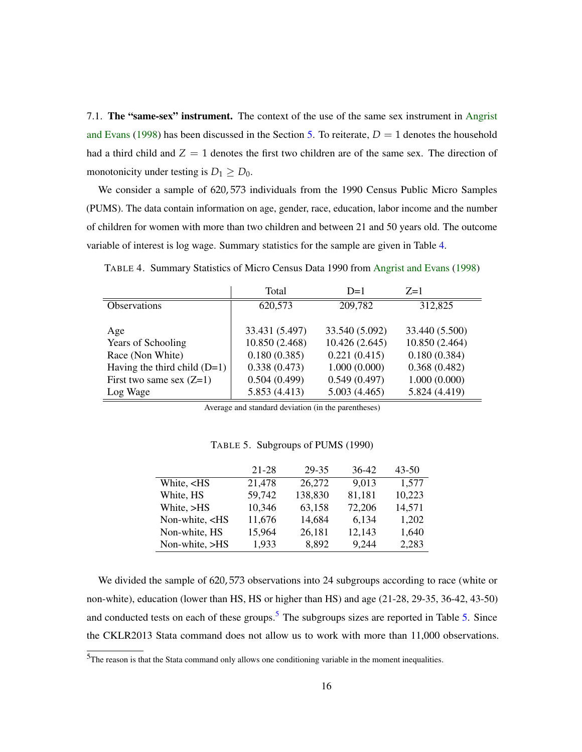7.1. **The "same-sex" instrument.** The context of the use of the same sex instrument in Angrist and Evans (1998) has been discussed in the Section 5. To reiterate, $D = 1$ denotes the household had a third child and $Z = 1$ denotes the first two children are of the same sex. The direction of monotonicity under testing is $D_1 \geq D_0$.

We consider a sample of $620,573$ individuals from the 1990 Census Public Micro Samples (PUMS). The data contain information on age, gender, race, education, labor income and the number of children for women with more than two children and between 21 and 50 years old. The outcome variable of interest is log wage. Summary statistics for the sample are given in Table 4.

TABLE 4. Summary Statistics of Micro Census Data 1990 from Angrist and Evans (1998)

| | Total | D=1 | Z=1 |
|---|---|---|---|
| Observations | 620,573 | 209,782 | 312,825 |
| Age | 33.431 (5.497) | 33.540 (5.092) | 33.440 (5.500) |
| Years of Schooling | 10.850 (2.468) | 10.426 (2.645) | 10.850 (2.464) |
| Race (Non White) | 0.180 (0.385) | 0.221 (0.415) | 0.180 (0.384) |
| Having the third child (D=1) | 0.338 (0.473) | 1.000 (0.000) | 0.368 (0.482) |
| First two same sex (Z=1) | 0.504 (0.499) | 0.549 (0.497) | 1.000 (0.000) |
| Log Wage | 5.853 (4.413) | 5.003 (4.465) | 5.824 (4.419) |

Average and standard deviation (in the parentheses)

TABLE 5. Subgroups of PUMS (1990)

| | 21-28 | 29-35 | 36-42 | 43-50 |
|---|---|---|---|---|
| White, <HS | 21,478 | 26,272 | 9,013 | 1,577 |
| White, HS | 59,742 | 138,830 | 81,181 | 10,223 |
| White, >HS | 10,346 | 63,158 | 72,206 | 14,571 |
| Non-white, <HS | 11,676 | 14,684 | 6,134 | 1,202 |
| Non-white, HS | 15,964 | 26,181 | 12,143 | 1,640 |
| Non-white, >HS | 1,933 | 8,892 | 9,244 | 2,283 |

We divided the sample of $620,573$ observations into 24 subgroups according to race (white or non-white), education (lower than HS, HS or higher than HS) and age (21-28, 29-35, 36-42, 43-50) and conducted tests on each of these groups.[5] The subgroups sizes are reported in Table 5. Since the CKLR2013 Stata command does not allow us to work with more than 11,000 observations.

[5] The reason is that the Stata command only allows one conditioning variable in the moment inequalities.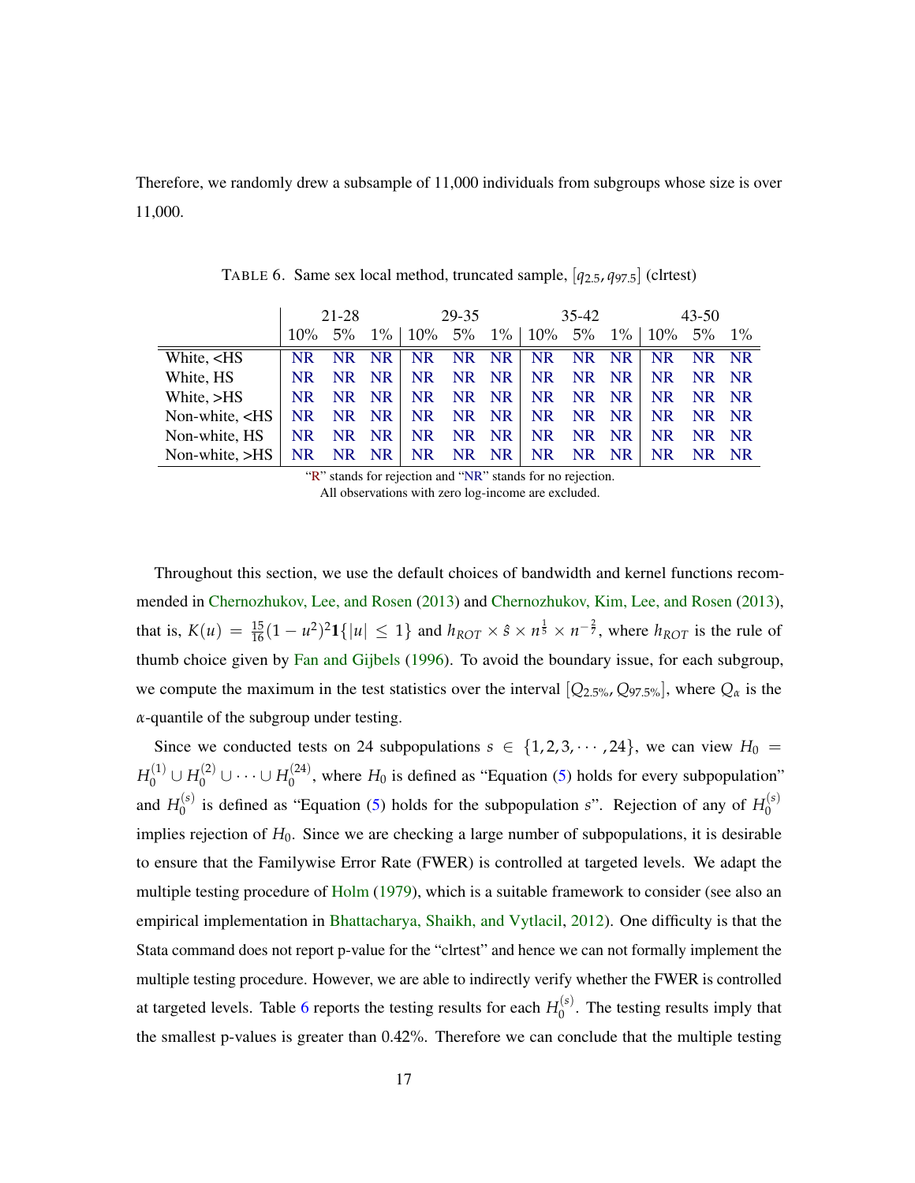Therefore, we randomly drew a subsample of 11,000 individuals from subgroups whose size is over 11,000.

TABLE 6. Same sex local method, truncated sample, $[q_{2.5}, q_{97.5}]$ (clrtest)

| | 21-28 | | | 29-35 | | | 35-42 | | | 43-50 | | |
|---|---|---|---|---|---|---|---|---|---|---|---|---|
| | 10% | 5% | 1% | 10% | 5% | 1% | 10% | 5% | 1% | 10% | 5% | 1% |
| White, <HS | NR | NR | NR | NR | NR | NR | NR | NR | NR | NR | NR | NR |
| White, HS | NR | NR | NR | NR | NR | NR | NR | NR | NR | NR | NR | NR |
| White, >HS | NR | NR | NR | NR | NR | NR | NR | NR | NR | NR | NR | NR |
| Non-white, <HS | NR | NR | NR | NR | NR | NR | NR | NR | NR | NR | NR | NR |
| Non-white, HS | NR | NR | NR | NR | NR | NR | NR | NR | NR | NR | NR | NR |
| Non-white, >HS | NR | NR | NR | NR | NR | NR | NR | NR | NR | NR | NR | NR |

"R" stands for rejection and "NR" stands for no rejection.
All observations with zero log-income are excluded.

Throughout this section, we use the default choices of bandwidth and kernel functions recommended in Chernozhukov, Lee, and Rosen (2013) and Chernozhukov, Kim, Lee, and Rosen (2013), that is, $K(u) = \frac{15}{16}(1-u^2)^2\mathbf{1}\{|u| \leq 1\}$ and $h_{ROT} \times \hat{s} \times n^{\frac{1}{5}} \times n^{-\frac{2}{7}}$, where $h_{ROT}$ is the rule of thumb choice given by Fan and Gijbels (1996). To avoid the boundary issue, for each subgroup, we compute the maximum in the test statistics over the interval $[Q_{2.5\%}, Q_{97.5\%}]$, where $Q_\alpha$ is the $\alpha$-quantile of the subgroup under testing.

Since we conducted tests on 24 subpopulations $s \in \{1, 2, 3, \cdots, 24\}$, we can view $H_0 = H_0^{(1)} \cup H_0^{(2)} \cup \cdots \cup H_0^{(24)}$, where $H_0$ is defined as "Equation (5) holds for every subpopulation" and $H_0^{(s)}$ is defined as "Equation (5) holds for the subpopulation $s$". Rejection of any of $H_0^{(s)}$ implies rejection of $H_0$. Since we are checking a large number of subpopulations, it is desirable to ensure that the Familywise Error Rate (FWER) is controlled at targeted levels. We adapt the multiple testing procedure of Holm (1979), which is a suitable framework to consider (see also an empirical implementation in Bhattacharya, Shaikh, and Vytlacil, 2012). One difficulty is that the Stata command does not report p-value for the "clrtest" and hence we can not formally implement the multiple testing procedure. However, we are able to indirectly verify whether the FWER is controlled at targeted levels. Table 6 reports the testing results for each $H_0^{(s)}$. The testing results imply that the smallest p-values is greater than 0.42%. Therefore we can conclude that the multiple testing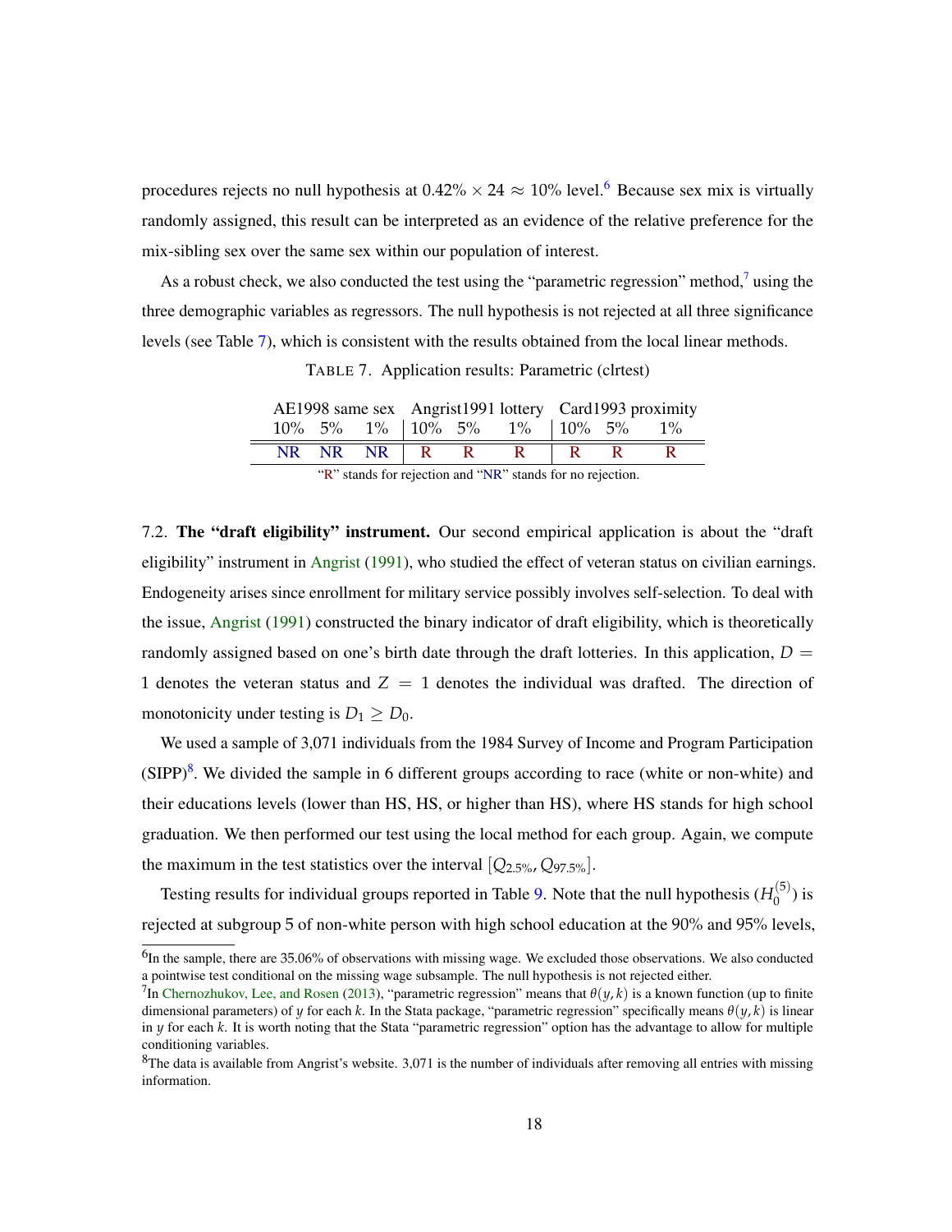procedures rejects no null hypothesis at $0.42\% \times 24 \approx 10\%$ level.[6] Because sex mix is virtually randomly assigned, this result can be interpreted as an evidence of the relative preference for the mix-sibling sex over the same sex within our population of interest.

As a robust check, we also conducted the test using the "parametric regression" method,[7] using the three demographic variables as regressors. The null hypothesis is not rejected at all three significance levels (see Table 7), which is consistent with the results obtained from the local linear methods.

TABLE 7. Application results: Parametric (clrtest)

| AE1998 same sex | | | Angrist1991 lottery | | | Card1993 proximity | | |
|---|---|---|---|---|---|---|---|---|
| 10% | 5% | 1% | 10% | 5% | 1% | 10% | 5% | 1% |
| NR | NR | NR | R | R | R | R | R | R |

"R" stands for rejection and "NR" stands for no rejection.

7.2. **The "draft eligibility" instrument.** Our second empirical application is about the "draft eligibility" instrument in Angrist (1991), who studied the effect of veteran status on civilian earnings. Endogeneity arises since enrollment for military service possibly involves self-selection. To deal with the issue, Angrist (1991) constructed the binary indicator of draft eligibility, which is theoretically randomly assigned based on one's birth date through the draft lotteries. In this application, $D = 1$ denotes the veteran status and $Z = 1$ denotes the individual was drafted. The direction of monotonicity under testing is $D_1 \geq D_0$.

We used a sample of 3,071 individuals from the 1984 Survey of Income and Program Participation (SIPP)[8]. We divided the sample in 6 different groups according to race (white or non-white) and their educations levels (lower than HS, HS, or higher than HS), where HS stands for high school graduation. We then performed our test using the local method for each group. Again, we compute the maximum in the test statistics over the interval $[Q_{2.5\%}, Q_{97.5\%}]$.

Testing results for individual groups reported in Table 9. Note that the null hypothesis ($H_0^{(5)}$) is rejected at subgroup 5 of non-white person with high school education at the 90% and 95% levels,

[6] In the sample, there are 35.06% of observations with missing wage. We excluded those observations. We also conducted a pointwise test conditional on the missing wage subsample. The null hypothesis is not rejected either.

[7] In Chernozhukov, Lee, and Rosen (2013), "parametric regression" means that $\theta(y, k)$ is a known function (up to finite dimensional parameters) of $y$ for each $k$. In the Stata package, "parametric regression" specifically means $\theta(y, k)$ is linear in $y$ for each $k$. It is worth noting that the Stata "parametric regression" option has the advantage to allow for multiple conditioning variables.

[8] The data is available from Angrist's website. 3,071 is the number of individuals after removing all entries with missing information.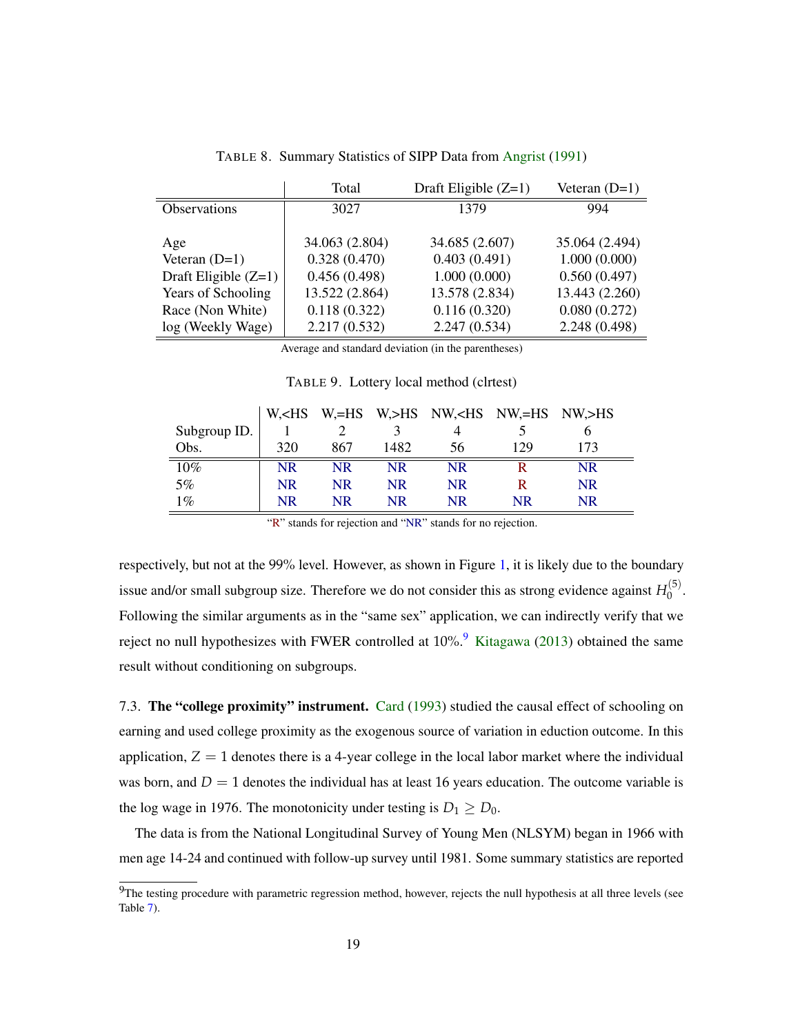TABLE 8. Summary Statistics of SIPP Data from Angrist (1991)

| | Total | Draft Eligible (Z=1) | Veteran (D=1) |
|---|---|---|---|
| Observations | 3027 | 1379 | 994 |
| Age | 34.063 (2.804) | 34.685 (2.607) | 35.064 (2.494) |
| Veteran (D=1) | 0.328 (0.470) | 0.403 (0.491) | 1.000 (0.000) |
| Draft Eligible (Z=1) | 0.456 (0.498) | 1.000 (0.000) | 0.560 (0.497) |
| Years of Schooling | 13.522 (2.864) | 13.578 (2.834) | 13.443 (2.260) |
| Race (Non White) | 0.118 (0.322) | 0.116 (0.320) | 0.080 (0.272) |
| log (Weekly Wage) | 2.217 (0.532) | 2.247 (0.534) | 2.248 (0.498) |

Average and standard deviation (in the parentheses)

TABLE 9. Lottery local method (clrtest)

| | W,<HS | W,=HS | W,>HS | NW,<HS | NW,=HS | NW,>HS |
|---|---|---|---|---|---|---|
| Subgroup ID. | 1 | 2 | 3 | 4 | 5 | 6 |
| Obs. | 320 | 867 | 1482 | 56 | 129 | 173 |
| 10% | NR | NR | NR | NR | R | NR |
| 5% | NR | NR | NR | NR | R | NR |
| 1% | NR | NR | NR | NR | NR | NR |

"R" stands for rejection and "NR" stands for no rejection.

respectively, but not at the 99% level. However, as shown in Figure 1, it is likely due to the boundary issue and/or small subgroup size. Therefore we do not consider this as strong evidence against $H_0^{(5)}$. Following the similar arguments as in the "same sex" application, we can indirectly verify that we reject no null hypothesizes with FWER controlled at 10%.[9] Kitagawa (2013) obtained the same result without conditioning on subgroups.

7.3. **The "college proximity" instrument.** Card (1993) studied the causal effect of schooling on earning and used college proximity as the exogenous source of variation in eduction outcome. In this application, $Z = 1$ denotes there is a 4-year college in the local labor market where the individual was born, and $D = 1$ denotes the individual has at least 16 years education. The outcome variable is the log wage in 1976. The monotonicity under testing is $D_1 \geq D_0$.

The data is from the National Longitudinal Survey of Young Men (NLSYM) began in 1966 with men age 14-24 and continued with follow-up survey until 1981. Some summary statistics are reported

[9] The testing procedure with parametric regression method, however, rejects the null hypothesis at all three levels (see Table 7).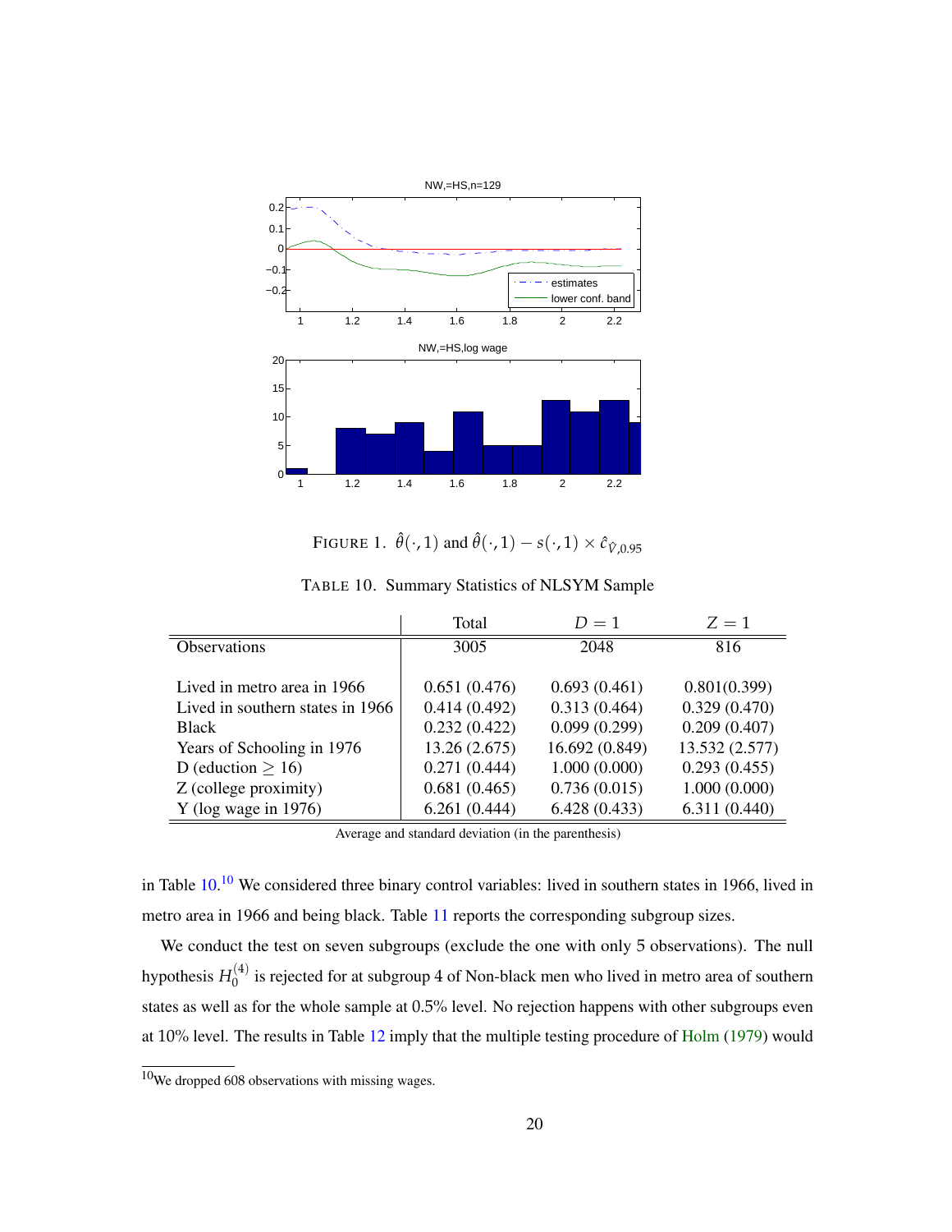FIGURE 1. $\hat{\theta}(\cdot, 1)$ and $\hat{\theta}(\cdot, 1) - s(\cdot, 1) \times \hat{c}_{\hat{V},0.95}$

TABLE 10. Summary Statistics of NLSYM Sample

| | Total | $D = 1$ | $Z = 1$ |
|---|---|---|---|
| Observations | 3005 | 2048 | 816 |
| | | | |
| Lived in metro area in 1966 | 0.651 (0.476) | 0.693 (0.461) | 0.801(0.399) |
| Lived in southern states in 1966 | 0.414 (0.492) | 0.313 (0.464) | 0.329 (0.470) |
| Black | 0.232 (0.422) | 0.099 (0.299) | 0.209 (0.407) |
| Years of Schooling in 1976 | 13.26 (2.675) | 16.692 (0.849) | 13.532 (2.577) |
| D (eduction $\geq$ 16) | 0.271 (0.444) | 1.000 (0.000) | 0.293 (0.455) |
| Z (college proximity) | 0.681 (0.465) | 0.736 (0.015) | 1.000 (0.000) |
| Y (log wage in 1976) | 6.261 (0.444) | 6.428 (0.433) | 6.311 (0.440) |

Average and standard deviation (in the parenthesis)

in Table 10.[10] We considered three binary control variables: lived in southern states in 1966, lived in metro area in 1966 and being black. Table 11 reports the corresponding subgroup sizes.

We conduct the test on seven subgroups (exclude the one with only 5 observations). The null hypothesis $H_0^{(4)}$ is rejected for at subgroup 4 of Non-black men who lived in metro area of southern states as well as for the whole sample at 0.5% level. No rejection happens with other subgroups even at 10% level. The results in Table 12 imply that the multiple testing procedure of Holm (1979) would

[10]We dropped 608 observations with missing wages.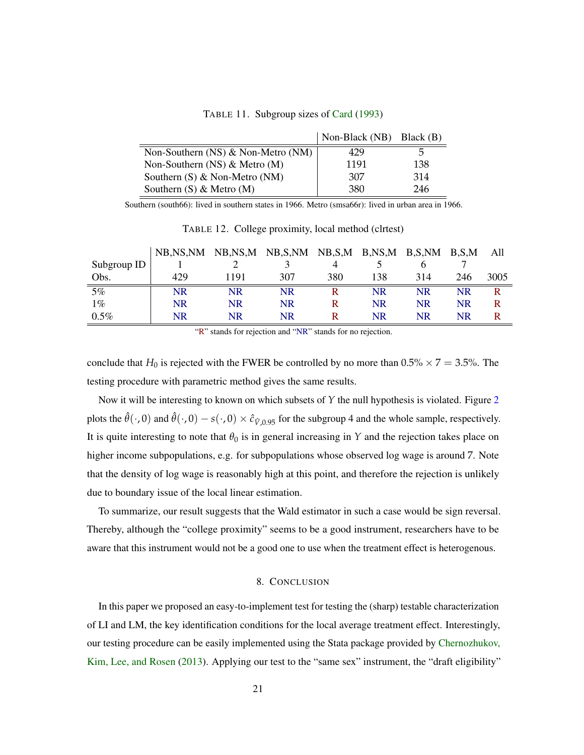TABLE 11. Subgroup sizes of Card (1993)

|  | Non-Black (NB) | Black (B) |
|---|---|---|
| Non-Southern (NS) & Non-Metro (NM) | 429 | 5 |
| Non-Southern (NS) & Metro (M) | 1191 | 138 |
| Southern (S) & Non-Metro (NM) | 307 | 314 |
| Southern (S) & Metro (M) | 380 | 246 |

Southern (south66): lived in southern states in 1966. Metro (smsa66r): lived in urban area in 1966.

TABLE 12. College proximity, local method (clrtest)

|  | NB,NS,NM | NB,NS,M | NB,S,NM | NB,S,M | B,NS,M | B,S,NM | B,S,M | All |
|---|---|---|---|---|---|---|---|---|
| Subgroup ID | 1 | 2 | 3 | 4 | 5 | 6 | 7 |  |
| Obs. | 429 | 1191 | 307 | 380 | 138 | 314 | 246 | 3005 |
| 5% | NR | NR | NR | R | NR | NR | NR | R |
| 1% | NR | NR | NR | R | NR | NR | NR | R |
| 0.5% | NR | NR | NR | R | NR | NR | NR | R |

"R" stands for rejection and "NR" stands for no rejection.

conclude that $H_0$ is rejected with the FWER be controlled by no more than $0.5\% \times 7 = 3.5\%$. The testing procedure with parametric method gives the same results.

Now it will be interesting to known on which subsets of $Y$ the null hypothesis is violated. Figure 2 plots the $\hat{\theta}(\cdot, 0)$ and $\hat{\theta}(\cdot, 0) - s(\cdot, 0) \times \hat{c}_{\hat{V},0.95}$ for the subgroup 4 and the whole sample, respectively. It is quite interesting to note that $\theta_0$ is in general increasing in $Y$ and the rejection takes place on higher income subpopulations, e.g. for subpopulations whose observed log wage is around 7. Note that the density of log wage is reasonably high at this point, and therefore the rejection is unlikely due to boundary issue of the local linear estimation.

To summarize, our result suggests that the Wald estimator in such a case would be sign reversal. Thereby, although the "college proximity" seems to be a good instrument, researchers have to be aware that this instrument would not be a good one to use when the treatment effect is heterogenous.

## 8. CONCLUSION

In this paper we proposed an easy-to-implement test for testing the (sharp) testable characterization of LI and LM, the key identification conditions for the local average treatment effect. Interestingly, our testing procedure can be easily implemented using the Stata package provided by Chernozhukov, Kim, Lee, and Rosen (2013). Applying our test to the "same sex" instrument, the "draft eligibility"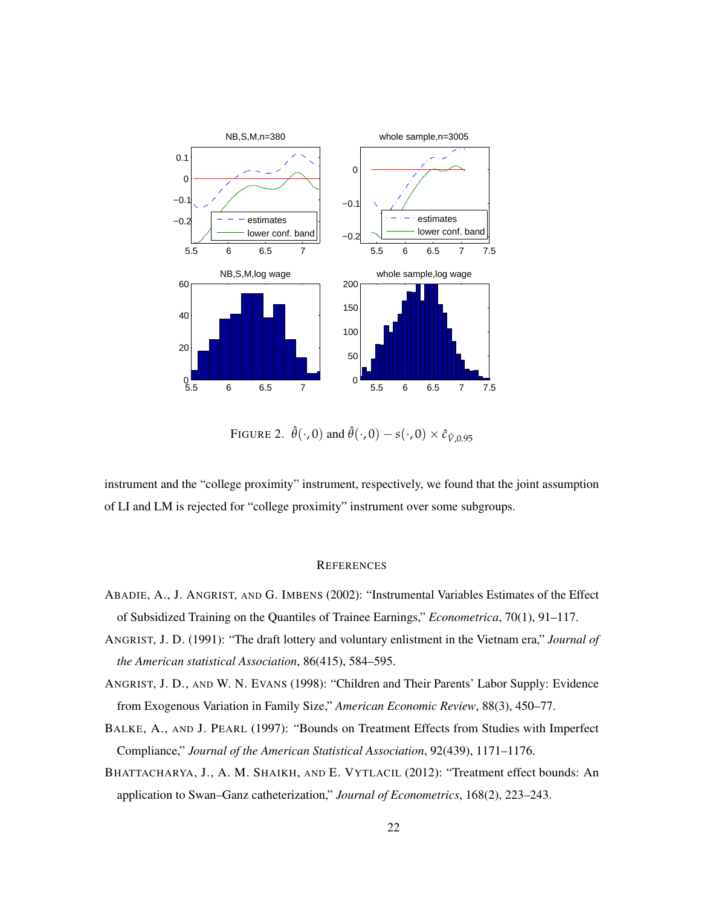FIGURE 2. $\hat{\theta}(\cdot, 0)$ and $\hat{\theta}(\cdot, 0) - s(\cdot, 0) \times \hat{c}_{\hat{V}, 0.95}$

instrument and the "college proximity" instrument, respectively, we found that the joint assumption of LI and LM is rejected for "college proximity" instrument over some subgroups.

## REFERENCES

ABADIE, A., J. ANGRIST, AND G. IMBENS (2002): "Instrumental Variables Estimates of the Effect of Subsidized Training on the Quantiles of Trainee Earnings," *Econometrica*, 70(1), 91–117.

ANGRIST, J. D. (1991): "The draft lottery and voluntary enlistment in the Vietnam era," *Journal of the American statistical Association*, 86(415), 584–595.

ANGRIST, J. D., AND W. N. EVANS (1998): "Children and Their Parents' Labor Supply: Evidence from Exogenous Variation in Family Size," *American Economic Review*, 88(3), 450–77.

BALKE, A., AND J. PEARL (1997): "Bounds on Treatment Effects from Studies with Imperfect Compliance," *Journal of the American Statistical Association*, 92(439), 1171–1176.

BHATTACHARYA, J., A. M. SHAIKH, AND E. VYTLACIL (2012): "Treatment effect bounds: An application to Swan–Ganz catheterization," *Journal of Econometrics*, 168(2), 223–243.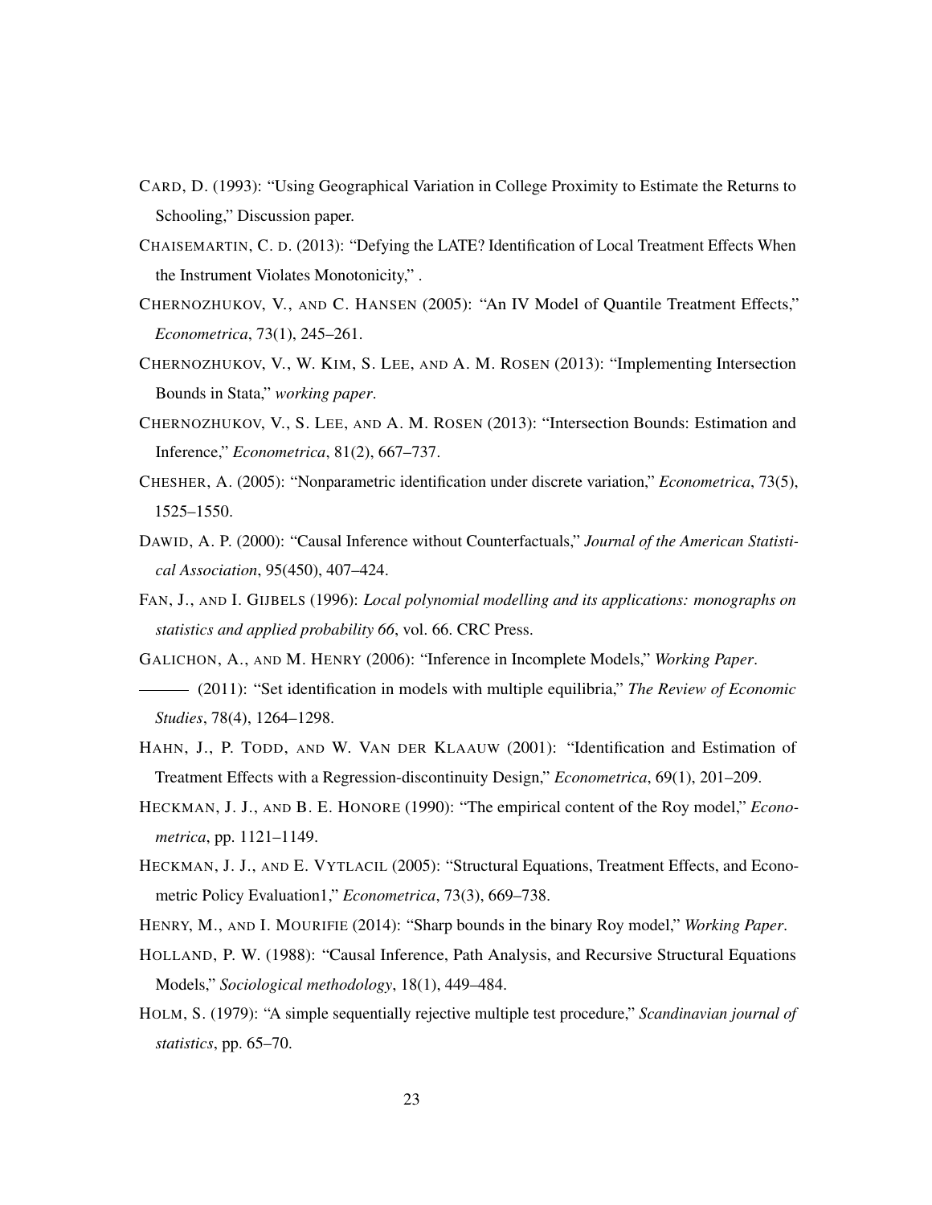CARD, D. (1993): "Using Geographical Variation in College Proximity to Estimate the Returns to Schooling," Discussion paper.

CHAISEMARTIN, C. D. (2013): "Defying the LATE? Identification of Local Treatment Effects When the Instrument Violates Monotonicity," .

CHERNOZHUKOV, V., AND C. HANSEN (2005): "An IV Model of Quantile Treatment Effects," *Econometrica*, 73(1), 245–261.

CHERNOZHUKOV, V., W. KIM, S. LEE, AND A. M. ROSEN (2013): "Implementing Intersection Bounds in Stata," *working paper*.

CHERNOZHUKOV, V., S. LEE, AND A. M. ROSEN (2013): "Intersection Bounds: Estimation and Inference," *Econometrica*, 81(2), 667–737.

CHESHER, A. (2005): "Nonparametric identification under discrete variation," *Econometrica*, 73(5), 1525–1550.

DAWID, A. P. (2000): "Causal Inference without Counterfactuals," *Journal of the American Statistical Association*, 95(450), 407–424.

FAN, J., AND I. GIJBELS (1996): *Local polynomial modelling and its applications: monographs on statistics and applied probability 66*, vol. 66. CRC Press.

GALICHON, A., AND M. HENRY (2006): "Inference in Incomplete Models," *Working Paper*.

——— (2011): "Set identification in models with multiple equilibria," *The Review of Economic Studies*, 78(4), 1264–1298.

HAHN, J., P. TODD, AND W. VAN DER KLAAUW (2001): "Identification and Estimation of Treatment Effects with a Regression-discontinuity Design," *Econometrica*, 69(1), 201–209.

HECKMAN, J. J., AND B. E. HONORE (1990): "The empirical content of the Roy model," *Econometrica*, pp. 1121–1149.

HECKMAN, J. J., AND E. VYTLACIL (2005): "Structural Equations, Treatment Effects, and Econometric Policy Evaluation1," *Econometrica*, 73(3), 669–738.

HENRY, M., AND I. MOURIFIE (2014): "Sharp bounds in the binary Roy model," *Working Paper*.

HOLLAND, P. W. (1988): "Causal Inference, Path Analysis, and Recursive Structural Equations Models," *Sociological methodology*, 18(1), 449–484.

HOLM, S. (1979): "A simple sequentially rejective multiple test procedure," *Scandinavian journal of statistics*, pp. 65–70.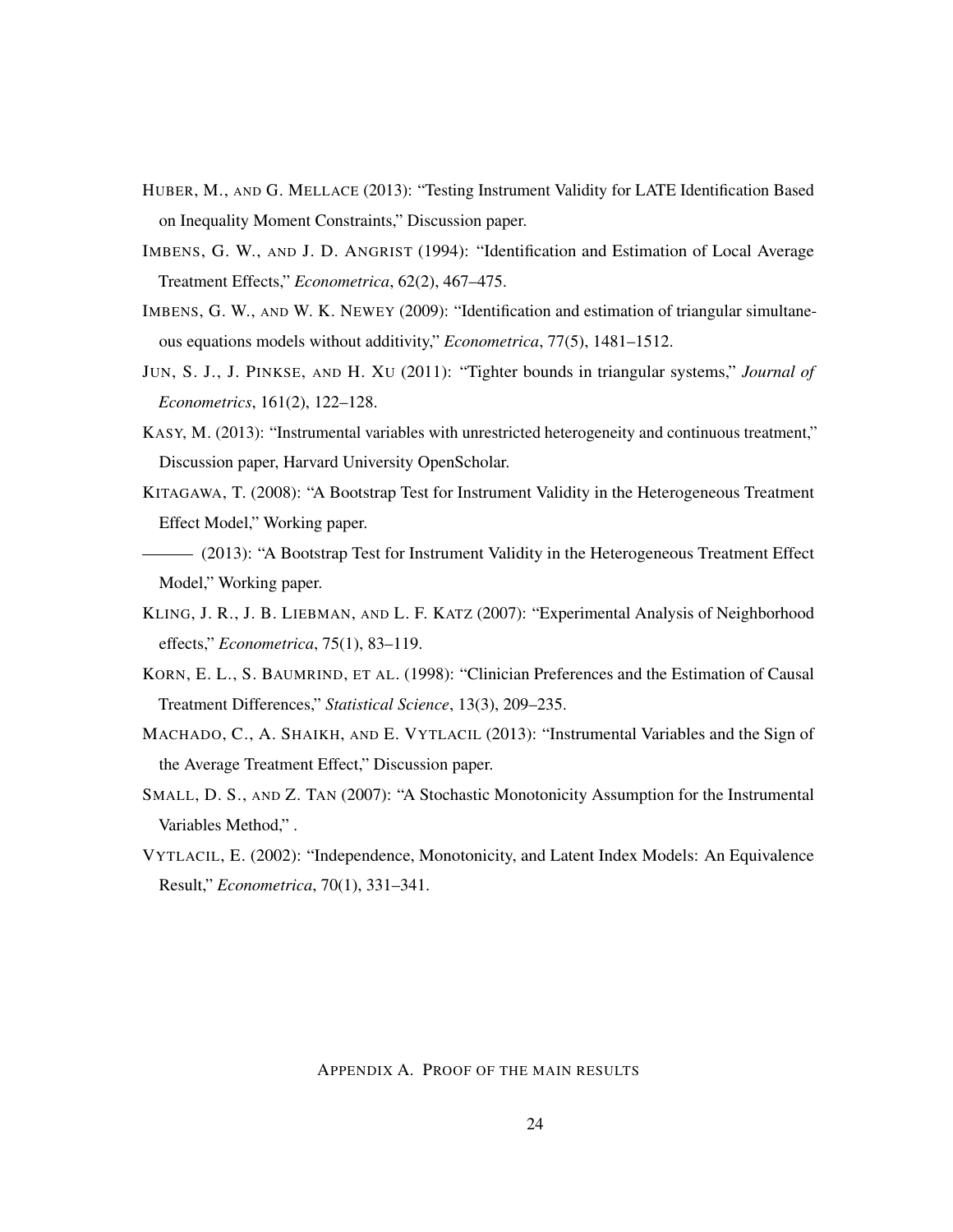HUBER, M., AND G. MELLACE (2013): "Testing Instrument Validity for LATE Identification Based on Inequality Moment Constraints," Discussion paper.

IMBENS, G. W., AND J. D. ANGRIST (1994): "Identification and Estimation of Local Average Treatment Effects," *Econometrica*, 62(2), 467–475.

IMBENS, G. W., AND W. K. NEWEY (2009): "Identification and estimation of triangular simultaneous equations models without additivity," *Econometrica*, 77(5), 1481–1512.

JUN, S. J., J. PINKSE, AND H. XU (2011): "Tighter bounds in triangular systems," *Journal of Econometrics*, 161(2), 122–128.

KASY, M. (2013): "Instrumental variables with unrestricted heterogeneity and continuous treatment," Discussion paper, Harvard University OpenScholar.

KITAGAWA, T. (2008): "A Bootstrap Test for Instrument Validity in the Heterogeneous Treatment Effect Model," Working paper.

——— (2013): "A Bootstrap Test for Instrument Validity in the Heterogeneous Treatment Effect Model," Working paper.

KLING, J. R., J. B. LIEBMAN, AND L. F. KATZ (2007): "Experimental Analysis of Neighborhood effects," *Econometrica*, 75(1), 83–119.

KORN, E. L., S. BAUMRIND, ET AL. (1998): "Clinician Preferences and the Estimation of Causal Treatment Differences," *Statistical Science*, 13(3), 209–235.

MACHADO, C., A. SHAIKH, AND E. VYTLACIL (2013): "Instrumental Variables and the Sign of the Average Treatment Effect," Discussion paper.

SMALL, D. S., AND Z. TAN (2007): "A Stochastic Monotonicity Assumption for the Instrumental Variables Method," .

VYTLACIL, E. (2002): "Independence, Monotonicity, and Latent Index Models: An Equivalence Result," *Econometrica*, 70(1), 331–341.

## APPENDIX A. PROOF OF THE MAIN RESULTS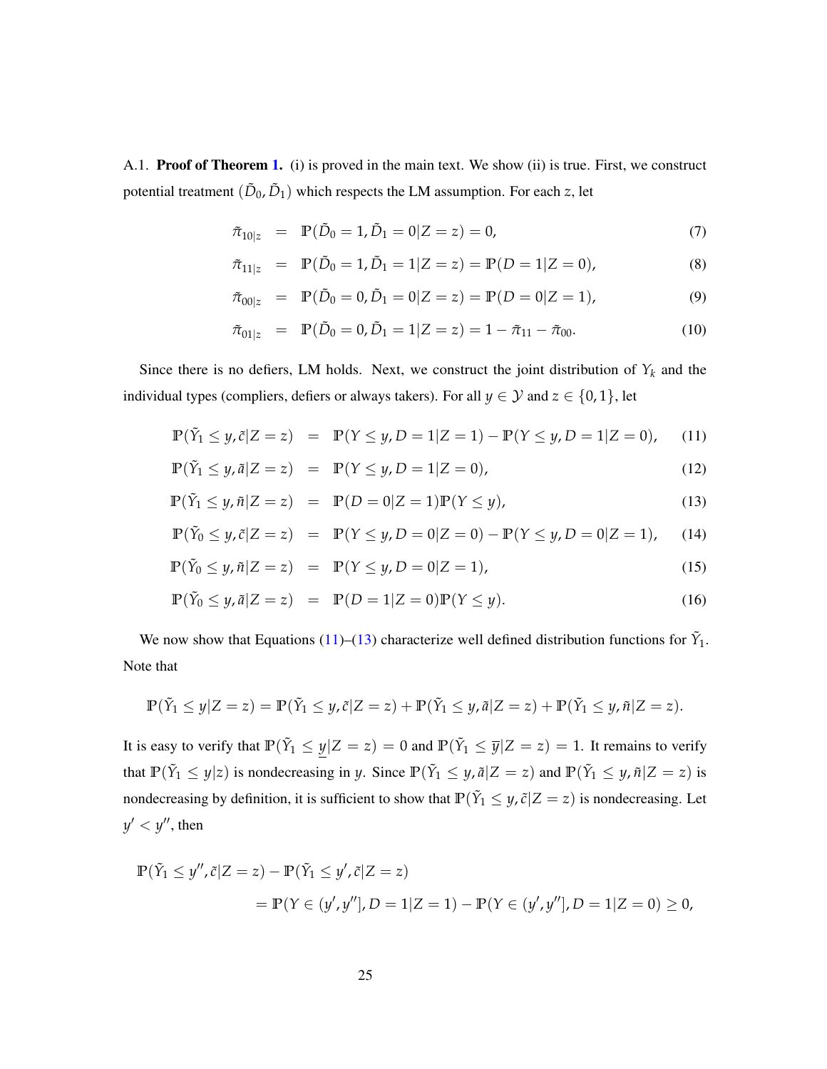A.1. **Proof of Theorem 1.** (i) is proved in the main text. We show (ii) is true. First, we construct potential treatment $(\tilde{D}_0, \tilde{D}_1)$ which respects the LM assumption. For each $z$, let

$$\tilde{\pi}_{10|z} = \mathbb{P}(\tilde{D}_0 = 1, \tilde{D}_1 = 0|Z = z) = 0, \tag{7}$$

$$\tilde{\pi}_{11|z} = \mathbb{P}(\tilde{D}_0 = 1, \tilde{D}_1 = 1|Z = z) = \mathbb{P}(D = 1|Z = 0), \tag{8}$$

$$\tilde{\pi}_{00|z} = \mathbb{P}(\tilde{D}_0 = 0, \tilde{D}_1 = 0|Z = z) = \mathbb{P}(D = 0|Z = 1), \tag{9}$$

$$\tilde{\pi}_{01|z} = \mathbb{P}(\tilde{D}_0 = 0, \tilde{D}_1 = 1|Z = z) = 1 - \tilde{\pi}_{11} - \tilde{\pi}_{00}. \tag{10}$$

Since there is no defiers, LM holds. Next, we construct the joint distribution of $Y_k$ and the individual types (compliers, defiers or always takers). For all $y \in \mathcal{Y}$ and $z \in \{0, 1\}$, let

$$\mathbb{P}(\tilde{Y}_1 \leq y, \tilde{c}|Z = z) = \mathbb{P}(Y \leq y, D = 1|Z = 1) - \mathbb{P}(Y \leq y, D = 1|Z = 0), \tag{11}$$

$$\mathbb{P}(\tilde{Y}_1 \leq y, \tilde{a}|Z = z) = \mathbb{P}(Y \leq y, D = 1|Z = 0), \tag{12}$$

$$\mathbb{P}(\tilde{Y}_1 \leq y, \tilde{n}|Z = z) = \mathbb{P}(D = 0|Z = 1)\mathbb{P}(Y \leq y), \tag{13}$$

$$\mathbb{P}(\tilde{Y}_0 \leq y, \tilde{c}|Z = z) = \mathbb{P}(Y \leq y, D = 0|Z = 0) - \mathbb{P}(Y \leq y, D = 0|Z = 1), \tag{14}$$

$$\mathbb{P}(\tilde{Y}_0 \leq y, \tilde{n}|Z = z) = \mathbb{P}(Y \leq y, D = 0|Z = 1), \tag{15}$$

$$\mathbb{P}(\tilde{Y}_0 \leq y, \tilde{a}|Z = z) = \mathbb{P}(D = 1|Z = 0)\mathbb{P}(Y \leq y). \tag{16}$$

We now show that Equations (11)–(13) characterize well defined distribution functions for $\tilde{Y}_1$. Note that

$$\mathbb{P}(\tilde{Y}_1 \leq y|Z = z) = \mathbb{P}(\tilde{Y}_1 \leq y, \tilde{c}|Z = z) + \mathbb{P}(\tilde{Y}_1 \leq y, \tilde{a}|Z = z) + \mathbb{P}(\tilde{Y}_1 \leq y, \tilde{n}|Z = z).$$

It is easy to verify that $\mathbb{P}(\tilde{Y}_1 \leq \underline{y}|Z = z) = 0$ and $\mathbb{P}(\tilde{Y}_1 \leq \overline{y}|Z = z) = 1$. It remains to verify that $\mathbb{P}(\tilde{Y}_1 \leq y|z)$ is nondecreasing in $y$. Since $\mathbb{P}(\tilde{Y}_1 \leq y, \tilde{a}|Z = z)$ and $\mathbb{P}(\tilde{Y}_1 \leq y, \tilde{n}|Z = z)$ is nondecreasing by definition, it is sufficient to show that $\mathbb{P}(\tilde{Y}_1 \leq y, \tilde{c}|Z = z)$ is nondecreasing. Let $y' < y''$, then

$$\begin{aligned}
&\mathbb{P}(\tilde{Y}_1 \leq y'', \tilde{c}|Z = z) - \mathbb{P}(\tilde{Y}_1 \leq y', \tilde{c}|Z = z) \\
&\qquad = \mathbb{P}(Y \in (y', y''], D = 1|Z = 1) - \mathbb{P}(Y \in (y', y''], D = 1|Z = 0) \geq 0,
\end{aligned}$$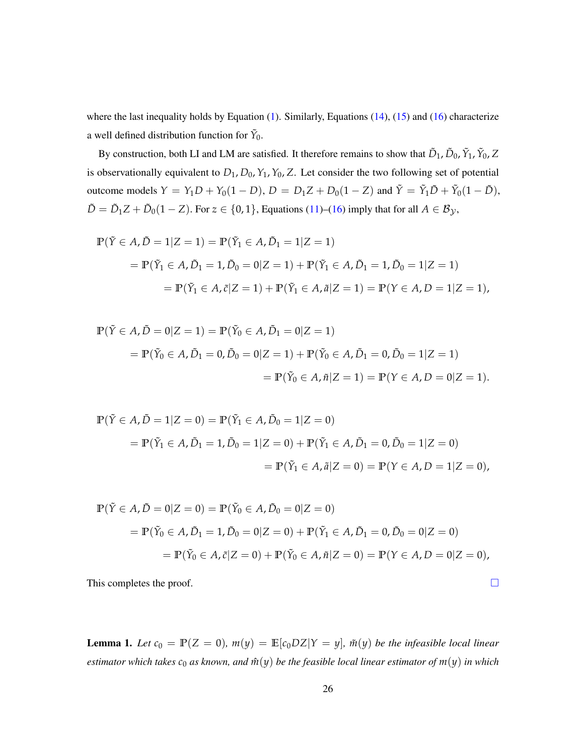where the last inequality holds by Equation (1). Similarly, Equations (14), (15) and (16) characterize a well defined distribution function for $\tilde{Y}_0$.

By construction, both LI and LM are satisfied. It therefore remains to show that $\tilde{D}_1, \tilde{D}_0, \tilde{Y}_1, \tilde{Y}_0, Z$ is observationally equivalent to $D_1, D_0, Y_1, Y_0, Z$. Let consider the two following set of potential outcome models $Y = Y_1 D + Y_0(1-D)$, $D = D_1 Z + D_0(1-Z)$ and $\tilde{Y} = \tilde{Y}_1 \tilde{D} + \tilde{Y}_0(1-\tilde{D})$, $\tilde{D} = \tilde{D}_1 Z + \tilde{D}_0(1-Z)$. For $z \in \{0,1\}$, Equations (11)–(16) imply that for all $A \in \mathcal{B}_{\mathcal{Y}}$,

$$
\begin{aligned}
\mathbb{P}(\tilde{Y} \in A, \tilde{D} = 1 | Z = 1) &= \mathbb{P}(\tilde{Y}_1 \in A, \tilde{D}_1 = 1 | Z = 1) \\
&= \mathbb{P}(\tilde{Y}_1 \in A, \tilde{D}_1 = 1, \tilde{D}_0 = 0 | Z = 1) + \mathbb{P}(\tilde{Y}_1 \in A, \tilde{D}_1 = 1, \tilde{D}_0 = 1 | Z = 1) \\
&= \mathbb{P}(\tilde{Y}_1 \in A, \tilde{c} | Z = 1) + \mathbb{P}(\tilde{Y}_1 \in A, \tilde{a} | Z = 1) = \mathbb{P}(Y \in A, D = 1 | Z = 1),
\end{aligned}
$$

$$
\begin{aligned}
\mathbb{P}(\tilde{Y} \in A, \tilde{D} = 0 | Z = 1) &= \mathbb{P}(\tilde{Y}_0 \in A, \tilde{D}_1 = 0 | Z = 1) \\
&= \mathbb{P}(\tilde{Y}_0 \in A, \tilde{D}_1 = 0, \tilde{D}_0 = 0 | Z = 1) + \mathbb{P}(\tilde{Y}_0 \in A, \tilde{D}_1 = 0, \tilde{D}_0 = 1 | Z = 1) \\
&= \mathbb{P}(\tilde{Y}_0 \in A, \tilde{n} | Z = 1) = \mathbb{P}(Y \in A, D = 0 | Z = 1).
\end{aligned}
$$

$$
\begin{aligned}
\mathbb{P}(\tilde{Y} \in A, \tilde{D} = 1 | Z = 0) &= \mathbb{P}(\tilde{Y}_1 \in A, \tilde{D}_0 = 1 | Z = 0) \\
&= \mathbb{P}(\tilde{Y}_1 \in A, \tilde{D}_1 = 1, \tilde{D}_0 = 1 | Z = 0) + \mathbb{P}(\tilde{Y}_1 \in A, \tilde{D}_1 = 0, \tilde{D}_0 = 1 | Z = 0) \\
&= \mathbb{P}(\tilde{Y}_1 \in A, \tilde{a} | Z = 0) = \mathbb{P}(Y \in A, D = 1 | Z = 0),
\end{aligned}
$$

$$
\begin{aligned}
\mathbb{P}(\tilde{Y} \in A, \tilde{D} = 0 | Z = 0) &= \mathbb{P}(\tilde{Y}_0 \in A, \tilde{D}_0 = 0 | Z = 0) \\
&= \mathbb{P}(\tilde{Y}_0 \in A, \tilde{D}_1 = 1, \tilde{D}_0 = 0 | Z = 0) + \mathbb{P}(\tilde{Y}_1 \in A, \tilde{D}_1 = 0, \tilde{D}_0 = 0 | Z = 0) \\
&= \mathbb{P}(\tilde{Y}_0 \in A, \tilde{c} | Z = 0) + \mathbb{P}(\tilde{Y}_0 \in A, \tilde{n} | Z = 0) = \mathbb{P}(Y \in A, D = 0 | Z = 0),
\end{aligned}
$$

This completes the proof. □

**Lemma 1.** *Let $c_0 = \mathbb{P}(Z = 0)$, $m(y) = \mathbb{E}[c_0 D Z | Y = y]$, $\tilde{m}(y)$ be the infeasible local linear estimator which takes $c_0$ as known, and $\hat{m}(y)$ be the feasible local linear estimator of $m(y)$ in which*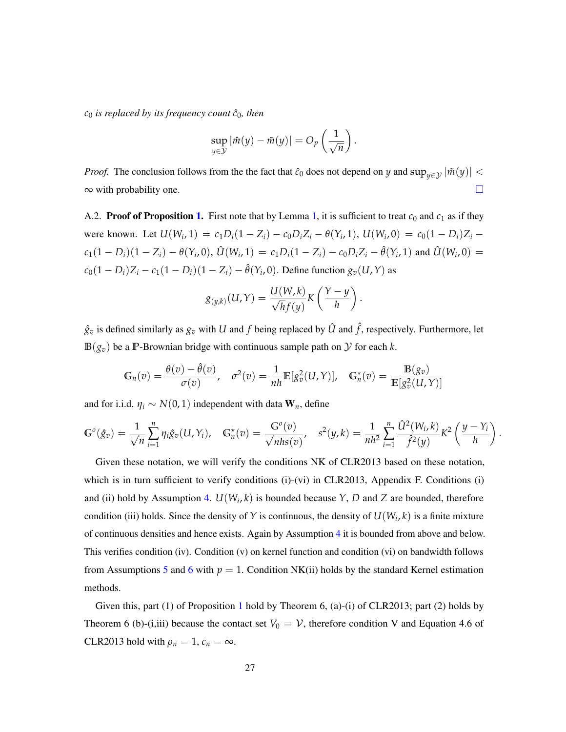*$c_0$ is replaced by its frequency count $\hat{c}_0$, then*

$$\sup_{y\in\mathcal{Y}} |\hat{m}(y) - \tilde{m}(y)| = O_p\left(\frac{1}{\sqrt{n}}\right).$$

*Proof.* The conclusion follows from the the fact that $\hat{c}_0$ does not depend on $y$ and $\sup_{y\in\mathcal{Y}} |\tilde{m}(y)| < \infty$ with probability one. □

A.2. **Proof of Proposition 1.** First note that by Lemma 1, it is sufficient to treat $c_0$ and $c_1$ as if they were known. Let $U(W_i, 1) = c_1 D_i(1 - Z_i) - c_0 D_i Z_i - \theta(Y_i, 1)$, $U(W_i, 0) = c_0(1 - D_i)Z_i - c_1(1 - D_i)(1 - Z_i) - \theta(Y_i, 0)$, $\hat{U}(W_i, 1) = c_1 D_i(1 - Z_i) - c_0 D_i Z_i - \hat{\theta}(Y_i, 1)$ and $\hat{U}(W_i, 0) = c_0(1 - D_i)Z_i - c_1(1 - D_i)(1 - Z_i) - \hat{\theta}(Y_i, 0)$. Define function $g_v(U, Y)$ as

$$g_{(y,k)}(U, Y) = \frac{U(W, k)}{\sqrt{h} f(y)} K\left(\frac{Y - y}{h}\right).$$

$\hat{g}_v$ is defined similarly as $g_v$ with $U$ and $f$ being replaced by $\hat{U}$ and $\hat{f}$, respectively. Furthermore, let $\mathbb{B}(g_v)$ be a $\mathbb{P}$-Brownian bridge with continuous sample path on $\mathcal{Y}$ for each $k$.

$$\mathbb{G}_n(v) = \frac{\theta(v) - \hat{\theta}(v)}{\sigma(v)}, \quad \sigma^2(v) = \frac{1}{nh}\mathbb{E}[g_v^2(U, Y)], \quad \mathbb{G}_n^*(v) = \frac{\mathbb{B}(g_v)}{\mathbb{E}[g_v^2(U, Y)]}$$

and for i.i.d. $\eta_i \sim N(0, 1)$ independent with data $\mathbf{W}_n$, define

$$\mathbb{G}^o(\hat{g}_v) = \frac{1}{\sqrt{n}} \sum_{i=1}^n \eta_i \hat{g}_v(U, Y_i), \quad \mathbb{G}_n^\star(v) = \frac{\mathbb{G}^o(v)}{\sqrt{nh} s(v)}, \quad s^2(y, k) = \frac{1}{nh^2} \sum_{i=1}^n \frac{\hat{U}^2(W_i, k)}{\hat{f}^2(y)} K^2\left(\frac{y - Y_i}{h}\right).$$

Given these notation, we will verify the conditions NK of CLR2013 based on these notation, which is in turn sufficient to verify conditions (i)-(vi) in CLR2013, Appendix F. Conditions (i) and (ii) hold by Assumption 4. $U(W_i, k)$ is bounded because $Y$, $D$ and $Z$ are bounded, therefore condition (iii) holds. Since the density of $Y$ is continuous, the density of $U(W_i, k)$ is a finite mixture of continuous densities and hence exists. Again by Assumption 4 it is bounded from above and below. This verifies condition (iv). Condition (v) on kernel function and condition (vi) on bandwidth follows from Assumptions 5 and 6 with $p = 1$. Condition NK(ii) holds by the standard Kernel estimation methods.

Given this, part (1) of Proposition 1 hold by Theorem 6, (a)-(i) of CLR2013; part (2) holds by Theorem 6 (b)-(i,iii) because the contact set $V_0 = \mathcal{V}$, therefore condition V and Equation 4.6 of CLR2013 hold with $\rho_n = 1$, $c_n = \infty$.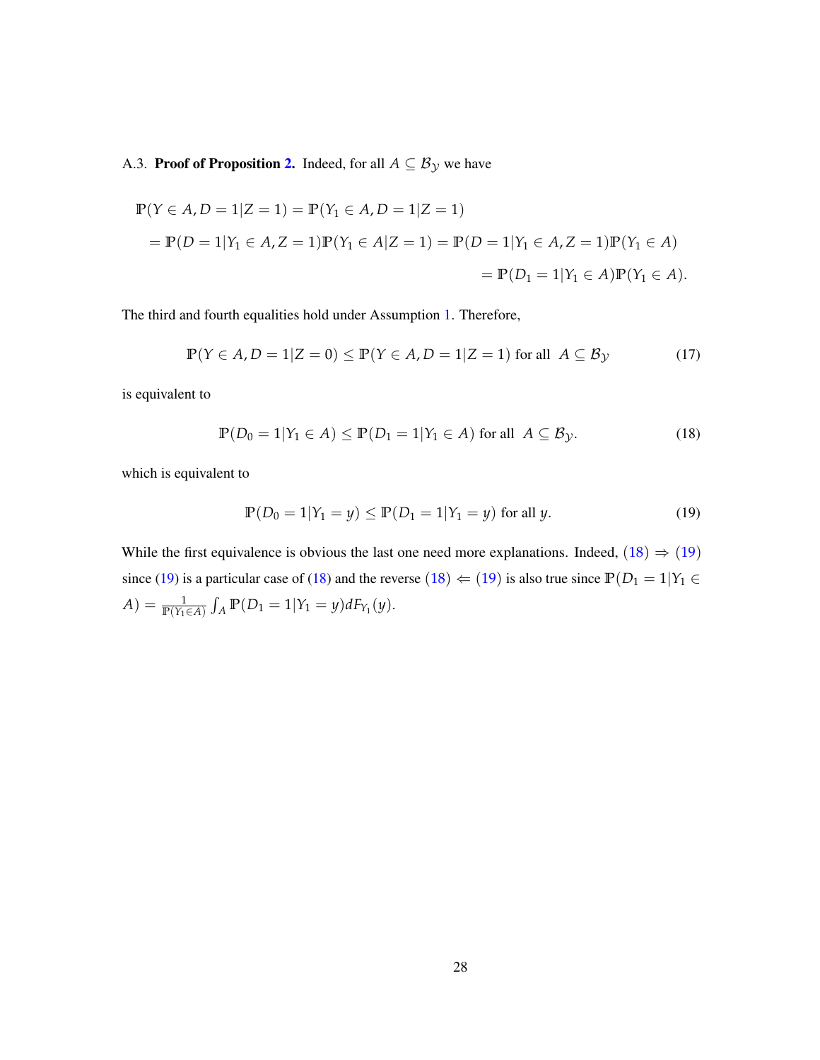A.3. **Proof of Proposition 2.** Indeed, for all $A \subseteq \mathcal{B}_{\mathcal{Y}}$ we have

$$
\begin{aligned}
&\mathbb{P}(Y \in A, D = 1|Z = 1) = \mathbb{P}(Y_1 \in A, D = 1|Z = 1) \\
&\quad = \mathbb{P}(D = 1|Y_1 \in A, Z = 1)\mathbb{P}(Y_1 \in A|Z = 1) = \mathbb{P}(D = 1|Y_1 \in A, Z = 1)\mathbb{P}(Y_1 \in A) \\
&\qquad\qquad\qquad\qquad\qquad\qquad\qquad\qquad\qquad = \mathbb{P}(D_1 = 1|Y_1 \in A)\mathbb{P}(Y_1 \in A).
\end{aligned}
$$

The third and fourth equalities hold under Assumption 1. Therefore,

$$
\mathbb{P}(Y \in A, D = 1|Z = 0) \leq \mathbb{P}(Y \in A, D = 1|Z = 1) \text{ for all } A \subseteq \mathcal{B}_{\mathcal{Y}} \tag{17}
$$

is equivalent to

$$
\mathbb{P}(D_0 = 1|Y_1 \in A) \leq \mathbb{P}(D_1 = 1|Y_1 \in A) \text{ for all } A \subseteq \mathcal{B}_{\mathcal{Y}}. \tag{18}
$$

which is equivalent to

$$
\mathbb{P}(D_0 = 1|Y_1 = y) \leq \mathbb{P}(D_1 = 1|Y_1 = y) \text{ for all } y. \tag{19}
$$

While the first equivalence is obvious the last one need more explanations. Indeed, (18) $\Rightarrow$ (19) since (19) is a particular case of (18) and the reverse (18) $\Leftarrow$ (19) is also true since $\mathbb{P}(D_1 = 1|Y_1 \in A) = \frac{1}{\mathbb{P}(Y_1 \in A)} \int_A \mathbb{P}(D_1 = 1|Y_1 = y) dF_{Y_1}(y)$.